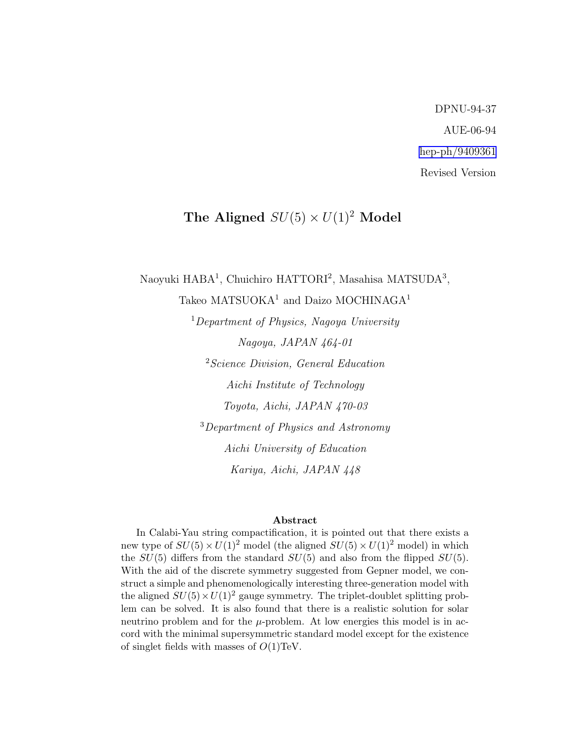DPNU-94-37

AUE-06-94

hep-ph/9409361

Revised Version

# The Aligned $SU(5) \times U(1)^2$ Model

Naoyuki HABA[1], Chuichiro HATTORI[2], Masahisa MATSUDA[3],

Takeo MATSUOKA[1] and Daizo MOCHINAGA[1]

[1] *Department of Physics, Nagoya University*

*Nagoya, JAPAN 464-01*

[2] *Science Division, General Education*

*Aichi Institute of Technology*

*Toyota, Aichi, JAPAN 470-03*

[3] *Department of Physics and Astronomy*

*Aichi University of Education*

*Kariya, Aichi, JAPAN 448*

## Abstract

In Calabi-Yau string compactification, it is pointed out that there exists a new type of $SU(5) \times U(1)^2$ model (the aligned $SU(5) \times U(1)^2$ model) in which the $SU(5)$ differs from the standard $SU(5)$ and also from the flipped $SU(5)$. With the aid of the discrete symmetry suggested from Gepner model, we construct a simple and phenomenologically interesting three-generation model with the aligned $SU(5) \times U(1)^2$ gauge symmetry. The triplet-doublet splitting problem can be solved. It is also found that there is a realistic solution for solar neutrino problem and for the $\mu$-problem. At low energies this model is in accord with the minimal supersymmetric standard model except for the existence of singlet fields with masses of $O(1)$TeV.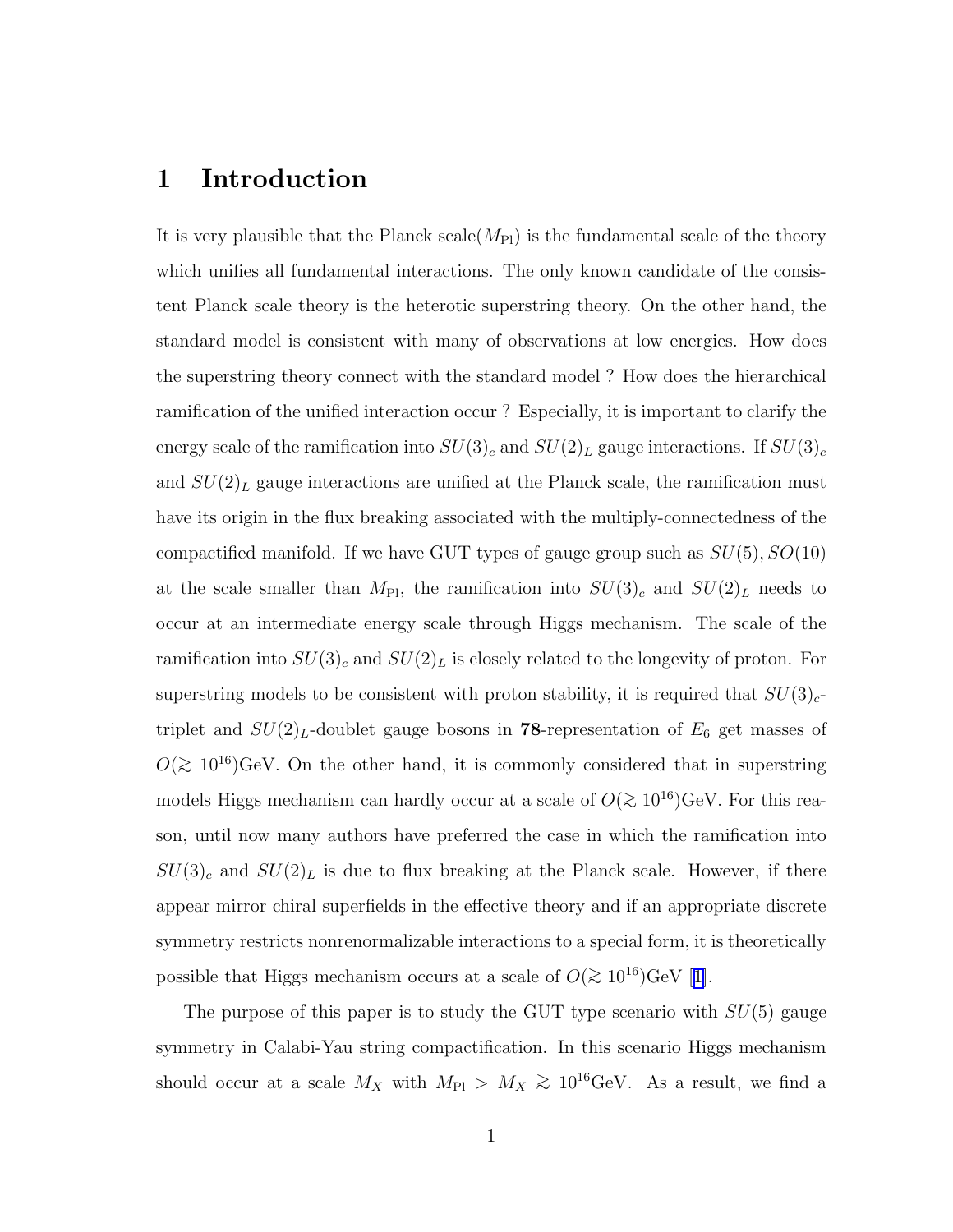# 1 Introduction

It is very plausible that the Planck scale($M_{\rm Pl}$) is the fundamental scale of the theory which unifies all fundamental interactions. The only known candidate of the consistent Planck scale theory is the heterotic superstring theory. On the other hand, the standard model is consistent with many of observations at low energies. How does the superstring theory connect with the standard model ? How does the hierarchical ramification of the unified interaction occur ? Especially, it is important to clarify the energy scale of the ramification into $SU(3)_c$ and $SU(2)_L$ gauge interactions. If $SU(3)_c$ and $SU(2)_L$ gauge interactions are unified at the Planck scale, the ramification must have its origin in the flux breaking associated with the multiply-connectedness of the compactified manifold. If we have GUT types of gauge group such as $SU(5), SO(10)$ at the scale smaller than $M_{\rm Pl}$, the ramification into $SU(3)_c$ and $SU(2)_L$ needs to occur at an intermediate energy scale through Higgs mechanism. The scale of the ramification into $SU(3)_c$ and $SU(2)_L$ is closely related to the longevity of proton. For superstring models to be consistent with proton stability, it is required that $SU(3)_c$-triplet and $SU(2)_L$-doublet gauge bosons in **78**-representation of $E_6$ get masses of $O(\gtrsim 10^{16})$GeV. On the other hand, it is commonly considered that in superstring models Higgs mechanism can hardly occur at a scale of $O(\gtrsim 10^{16})$GeV. For this reason, until now many authors have preferred the case in which the ramification into $SU(3)_c$ and $SU(2)_L$ is due to flux breaking at the Planck scale. However, if there appear mirror chiral superfields in the effective theory and if an appropriate discrete symmetry restricts nonrenormalizable interactions to a special form, it is theoretically possible that Higgs mechanism occurs at a scale of $O(\gtrsim 10^{16})$GeV [1].

The purpose of this paper is to study the GUT type scenario with $SU(5)$ gauge symmetry in Calabi-Yau string compactification. In this scenario Higgs mechanism should occur at a scale $M_X$ with $M_{\rm Pl} > M_X \gtrsim 10^{16}$GeV. As a result, we find a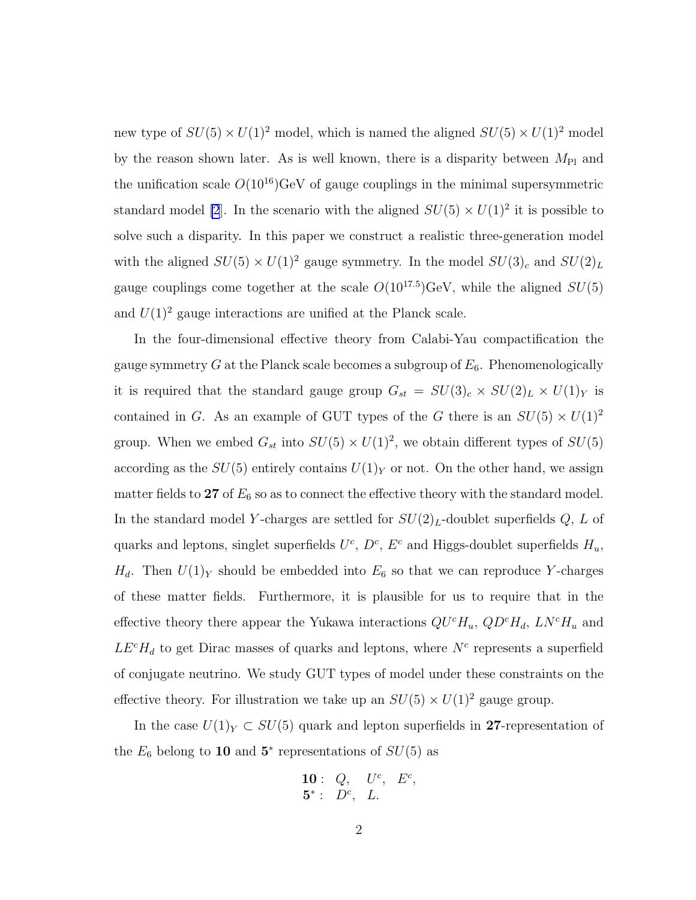new type of $SU(5) \times U(1)^2$ model, which is named the aligned $SU(5) \times U(1)^2$ model by the reason shown later. As is well known, there is a disparity between $M_{\rm Pl}$ and the unification scale $O(10^{16})$GeV of gauge couplings in the minimal supersymmetric standard model [2]. In the scenario with the aligned $SU(5) \times U(1)^2$ it is possible to solve such a disparity. In this paper we construct a realistic three-generation model with the aligned $SU(5) \times U(1)^2$ gauge symmetry. In the model $SU(3)_c$ and $SU(2)_L$ gauge couplings come together at the scale $O(10^{17.5})$GeV, while the aligned $SU(5)$ and $U(1)^2$ gauge interactions are unified at the Planck scale.

In the four-dimensional effective theory from Calabi-Yau compactification the gauge symmetry $G$ at the Planck scale becomes a subgroup of $E_6$. Phenomenologically it is required that the standard gauge group $G_{st} = SU(3)_c \times SU(2)_L \times U(1)_Y$ is contained in $G$. As an example of GUT types of the $G$ there is an $SU(5) \times U(1)^2$ group. When we embed $G_{st}$ into $SU(5) \times U(1)^2$, we obtain different types of $SU(5)$ according as the $SU(5)$ entirely contains $U(1)_Y$ or not. On the other hand, we assign matter fields to **27** of $E_6$ so as to connect the effective theory with the standard model. In the standard model $Y$-charges are settled for $SU(2)_L$-doublet superfields $Q$, $L$ of quarks and leptons, singlet superfields $U^c$, $D^c$, $E^c$ and Higgs-doublet superfields $H_u$, $H_d$. Then $U(1)_Y$ should be embedded into $E_6$ so that we can reproduce $Y$-charges of these matter fields. Furthermore, it is plausible for us to require that in the effective theory there appear the Yukawa interactions $QU^cH_u$, $QD^cH_d$, $LN^cH_u$ and $LE^cH_d$ to get Dirac masses of quarks and leptons, where $N^c$ represents a superfield of conjugate neutrino. We study GUT types of model under these constraints on the effective theory. For illustration we take up an $SU(5) \times U(1)^2$ gauge group.

In the case $U(1)_Y \subset SU(5)$ quark and lepton superfields in **27**-representation of the $E_6$ belong to **10** and **5**$^*$ representations of $SU(5)$ as

$$
\begin{array}{ll}
\mathbf{10}: & Q, \quad U^c, \quad E^c, \\
\mathbf{5}^*: & D^c, \quad L.
\end{array}
$$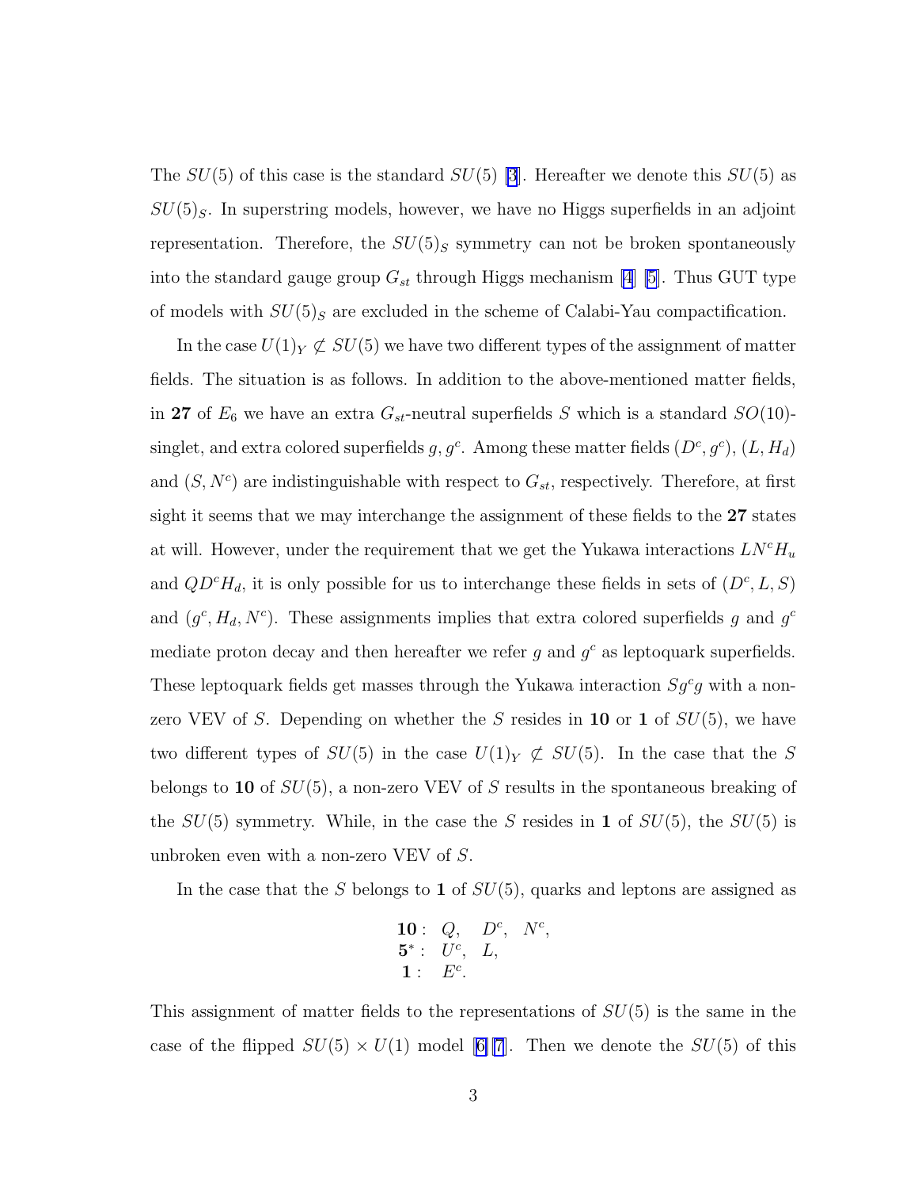The $SU(5)$ of this case is the standard $SU(5)$ [3]. Hereafter we denote this $SU(5)$ as $SU(5)_S$. In superstring models, however, we have no Higgs superfields in an adjoint representation. Therefore, the $SU(5)_S$ symmetry can not be broken spontaneously into the standard gauge group $G_{st}$ through Higgs mechanism [4] [5]. Thus GUT type of models with $SU(5)_S$ are excluded in the scheme of Calabi-Yau compactification.

In the case $U(1)_Y \not\subset SU(5)$ we have two different types of the assignment of matter fields. The situation is as follows. In addition to the above-mentioned matter fields, in **27** of $E_6$ we have an extra $G_{st}$-neutral superfields $S$ which is a standard $SO(10)$-singlet, and extra colored superfields $g, g^c$. Among these matter fields $(D^c, g^c)$, $(L, H_d)$ and $(S, N^c)$ are indistinguishable with respect to $G_{st}$, respectively. Therefore, at first sight it seems that we may interchange the assignment of these fields to the **27** states at will. However, under the requirement that we get the Yukawa interactions $LN^cH_u$ and $QD^cH_d$, it is only possible for us to interchange these fields in sets of $(D^c, L, S)$ and $(g^c, H_d, N^c)$. These assignments implies that extra colored superfields $g$ and $g^c$ mediate proton decay and then hereafter we refer $g$ and $g^c$ as leptoquark superfields. These leptoquark fields get masses through the Yukawa interaction $Sg^cg$ with a non-zero VEV of $S$. Depending on whether the $S$ resides in **10** or **1** of $SU(5)$, we have two different types of $SU(5)$ in the case $U(1)_Y \not\subset SU(5)$. In the case that the $S$ belongs to **10** of $SU(5)$, a non-zero VEV of $S$ results in the spontaneous breaking of the $SU(5)$ symmetry. While, in the case the $S$ resides in **1** of $SU(5)$, the $SU(5)$ is unbroken even with a non-zero VEV of $S$.

In the case that the $S$ belongs to **1** of $SU(5)$, quarks and leptons are assigned as

$$
\begin{array}{rl}
\mathbf{10}: & Q, \quad D^c, \quad N^c, \\
\mathbf{5}^*: & U^c, \quad L, \\
\mathbf{1}: & E^c.
\end{array}
$$

This assignment of matter fields to the representations of $SU(5)$ is the same in the case of the flipped $SU(5) \times U(1)$ model [6][7]. Then we denote the $SU(5)$ of this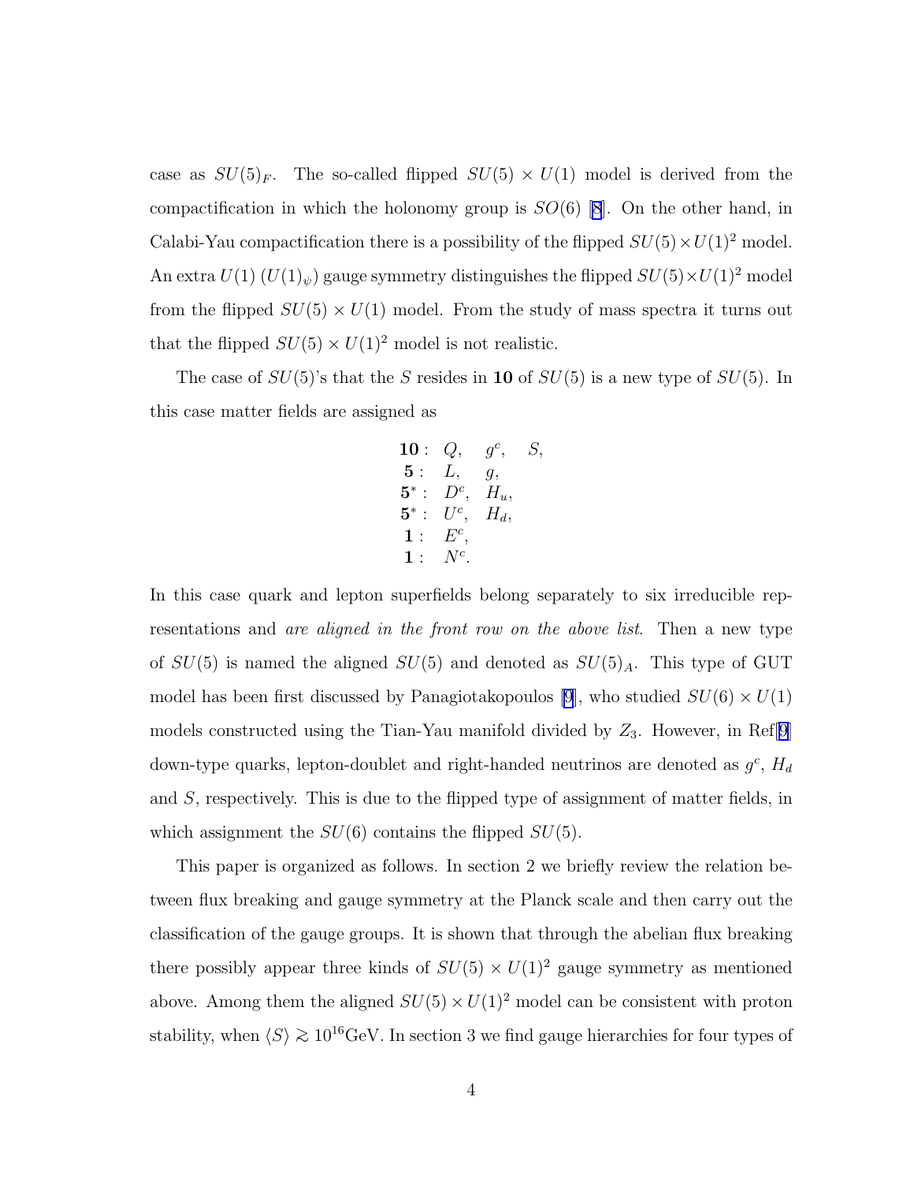case as $SU(5)_F$. The so-called flipped $SU(5) \times U(1)$ model is derived from the compactification in which the holonomy group is $SO(6)$ [8]. On the other hand, in Calabi-Yau compactification there is a possibility of the flipped $SU(5) \times U(1)^2$ model. An extra $U(1)$ ($U(1)_\psi$) gauge symmetry distinguishes the flipped $SU(5) \times U(1)^2$ model from the flipped $SU(5) \times U(1)$ model. From the study of mass spectra it turns out that the flipped $SU(5) \times U(1)^2$ model is not realistic.

The case of $SU(5)$'s that the $S$ resides in $\mathbf{10}$ of $SU(5)$ is a new type of $SU(5)$. In this case matter fields are assigned as

$$
\begin{array}{rlll}
\mathbf{10}: & Q, & g^c, & S, \\
\mathbf{5}: & L, & g, & \\
\mathbf{5}^*: & D^c, & H_u, & \\
\mathbf{5}^*: & U^c, & H_d, & \\
\mathbf{1}: & E^c, & & \\
\mathbf{1}: & N^c. & &
\end{array}
$$

In this case quark and lepton superfields belong separately to six irreducible representations and *are aligned in the front row on the above list*. Then a new type of $SU(5)$ is named the aligned $SU(5)$ and denoted as $SU(5)_A$. This type of GUT model has been first discussed by Panagiotakopoulos [9], who studied $SU(6) \times U(1)$ models constructed using the Tian-Yau manifold divided by $Z_3$. However, in Ref[9] down-type quarks, lepton-doublet and right-handed neutrinos are denoted as $g^c$, $H_d$ and $S$, respectively. This is due to the flipped type of assignment of matter fields, in which assignment the $SU(6)$ contains the flipped $SU(5)$.

This paper is organized as follows. In section 2 we briefly review the relation between flux breaking and gauge symmetry at the Planck scale and then carry out the classification of the gauge groups. It is shown that through the abelian flux breaking there possibly appear three kinds of $SU(5) \times U(1)^2$ gauge symmetry as mentioned above. Among them the aligned $SU(5) \times U(1)^2$ model can be consistent with proton stability, when $\langle S \rangle \gtrsim 10^{16}$GeV. In section 3 we find gauge hierarchies for four types of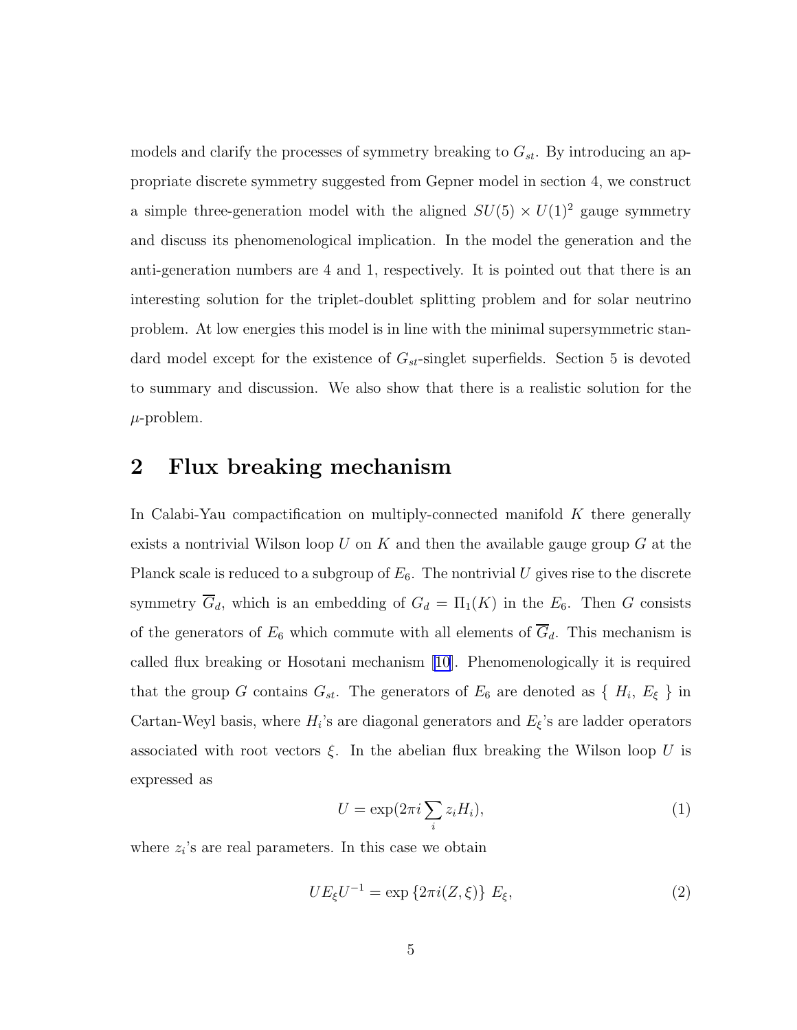models and clarify the processes of symmetry breaking to $G_{st}$. By introducing an appropriate discrete symmetry suggested from Gepner model in section 4, we construct a simple three-generation model with the aligned $SU(5) \times U(1)^2$ gauge symmetry and discuss its phenomenological implication. In the model the generation and the anti-generation numbers are 4 and 1, respectively. It is pointed out that there is an interesting solution for the triplet-doublet splitting problem and for solar neutrino problem. At low energies this model is in line with the minimal supersymmetric standard model except for the existence of $G_{st}$-singlet superfields. Section 5 is devoted to summary and discussion. We also show that there is a realistic solution for the $\mu$-problem.

## 2 Flux breaking mechanism

In Calabi-Yau compactification on multiply-connected manifold $K$ there generally exists a nontrivial Wilson loop $U$ on $K$ and then the available gauge group $G$ at the Planck scale is reduced to a subgroup of $E_6$. The nontrivial $U$ gives rise to the discrete symmetry $\overline{G}_d$, which is an embedding of $G_d = \Pi_1(K)$ in the $E_6$. Then $G$ consists of the generators of $E_6$ which commute with all elements of $\overline{G}_d$. This mechanism is called flux breaking or Hosotani mechanism [10]. Phenomenologically it is required that the group $G$ contains $G_{st}$. The generators of $E_6$ are denoted as $\{ H_i, E_\xi \}$ in Cartan-Weyl basis, where $H_i$'s are diagonal generators and $E_\xi$'s are ladder operators associated with root vectors $\xi$. In the abelian flux breaking the Wilson loop $U$ is expressed as

$$U = \exp(2\pi i \sum_i z_i H_i), \tag{1}$$

where $z_i$'s are real parameters. In this case we obtain

$$U E_\xi U^{-1} = \exp\{2\pi i (Z, \xi)\} \, E_\xi, \tag{2}$$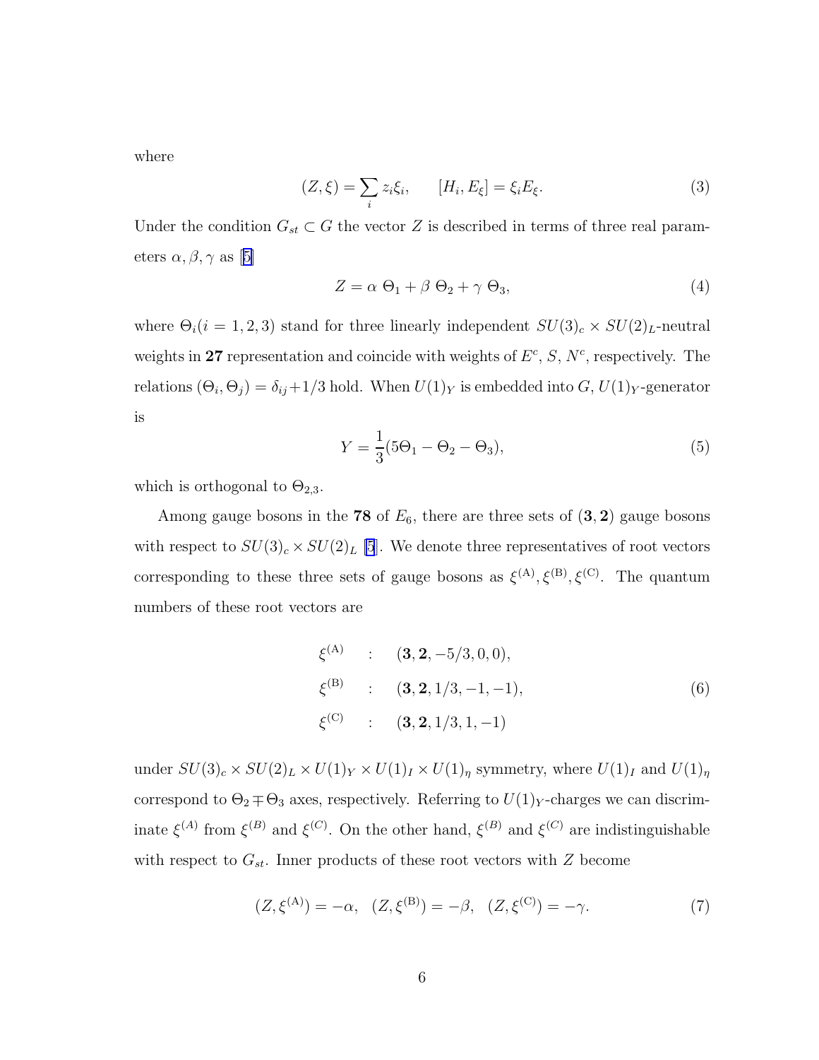where

$$(Z, \xi) = \sum_i z_i \xi_i, \qquad [H_i, E_\xi] = \xi_i E_\xi. \tag{3}$$

Under the condition $G_{st} \subset G$ the vector $Z$ is described in terms of three real parameters $\alpha, \beta, \gamma$ as [5]

$$Z = \alpha\ \Theta_1 + \beta\ \Theta_2 + \gamma\ \Theta_3, \tag{4}$$

where $\Theta_i (i = 1, 2, 3)$ stand for three linearly independent $SU(3)_c \times SU(2)_L$-neutral weights in **27** representation and coincide with weights of $E^c$, $S$, $N^c$, respectively. The relations $(\Theta_i, \Theta_j) = \delta_{ij} + 1/3$ hold. When $U(1)_Y$ is embedded into $G$, $U(1)_Y$-generator is

$$Y = \frac{1}{3}(5\Theta_1 - \Theta_2 - \Theta_3), \tag{5}$$

which is orthogonal to $\Theta_{2,3}$.

Among gauge bosons in the **78** of $E_6$, there are three sets of $(\mathbf{3}, \mathbf{2})$ gauge bosons with respect to $SU(3)_c \times SU(2)_L$ [5]. We denote three representatives of root vectors corresponding to these three sets of gauge bosons as $\xi^{(\mathrm{A})}, \xi^{(\mathrm{B})}, \xi^{(\mathrm{C})}$. The quantum numbers of these root vectors are

$$\begin{aligned}
\xi^{(\mathrm{A})} \quad &: \quad (\mathbf{3}, \mathbf{2}, -5/3, 0, 0), \\
\xi^{(\mathrm{B})} \quad &: \quad (\mathbf{3}, \mathbf{2}, 1/3, -1, -1), \\
\xi^{(\mathrm{C})} \quad &: \quad (\mathbf{3}, \mathbf{2}, 1/3, 1, -1)
\end{aligned} \tag{6}$$

under $SU(3)_c \times SU(2)_L \times U(1)_Y \times U(1)_I \times U(1)_\eta$ symmetry, where $U(1)_I$ and $U(1)_\eta$ correspond to $\Theta_2 \mp \Theta_3$ axes, respectively. Referring to $U(1)_Y$-charges we can discriminate $\xi^{(A)}$ from $\xi^{(B)}$ and $\xi^{(C)}$. On the other hand, $\xi^{(B)}$ and $\xi^{(C)}$ are indistinguishable with respect to $G_{st}$. Inner products of these root vectors with $Z$ become

$$(Z, \xi^{(\mathrm{A})}) = -\alpha, \quad (Z, \xi^{(\mathrm{B})}) = -\beta, \quad (Z, \xi^{(\mathrm{C})}) = -\gamma. \tag{7}$$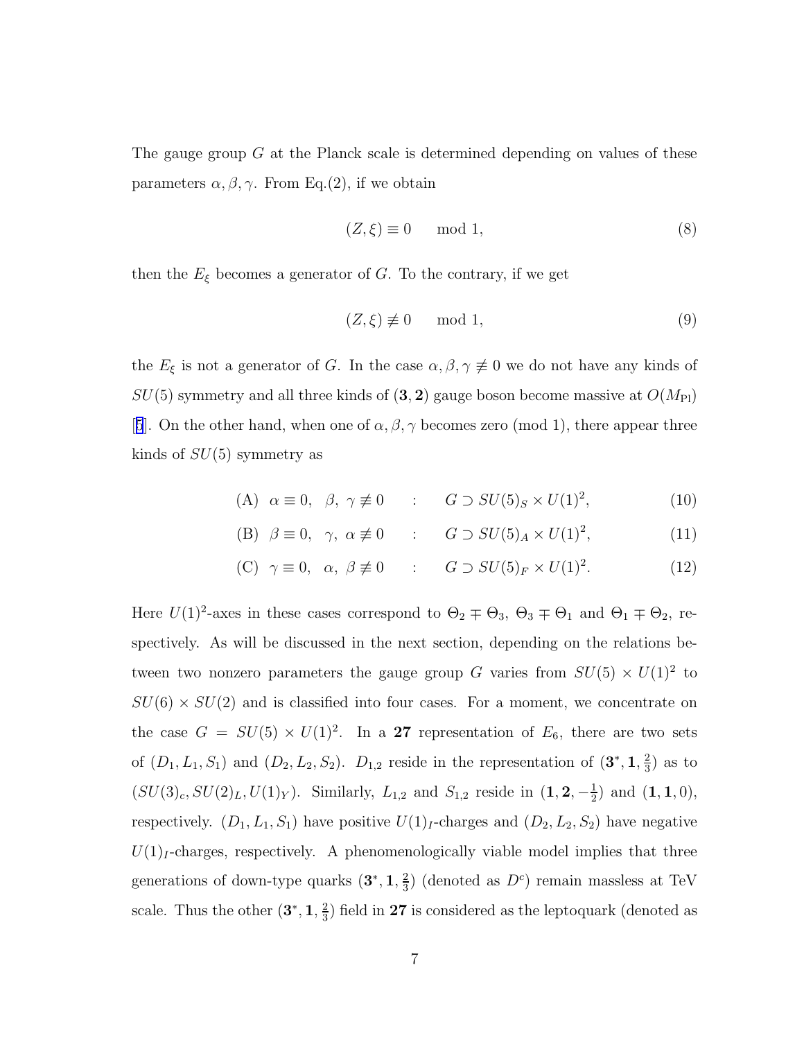The gauge group $G$ at the Planck scale is determined depending on values of these parameters $\alpha, \beta, \gamma$. From Eq.(2), if we obtain

$$(Z, \xi) \equiv 0 \quad \mod 1, \tag{8}$$

then the $E_\xi$ becomes a generator of $G$. To the contrary, if we get

$$(Z, \xi) \not\equiv 0 \quad \mod 1, \tag{9}$$

the $E_\xi$ is not a generator of $G$. In the case $\alpha, \beta, \gamma \not\equiv 0$ we do not have any kinds of $SU(5)$ symmetry and all three kinds of $(\mathbf{3}, \mathbf{2})$ gauge boson become massive at $O(M_{\rm Pl})$ [5]. On the other hand, when one of $\alpha, \beta, \gamma$ becomes zero (mod 1), there appear three kinds of $SU(5)$ symmetry as

$$\text{(A)} \quad \alpha \equiv 0, \quad \beta, \ \gamma \not\equiv 0 \quad : \quad G \supset SU(5)_S \times U(1)^2, \tag{10}$$

$$\text{(B)} \quad \beta \equiv 0, \quad \gamma, \ \alpha \not\equiv 0 \quad : \quad G \supset SU(5)_A \times U(1)^2, \tag{11}$$

$$\text{(C)} \quad \gamma \equiv 0, \quad \alpha, \ \beta \not\equiv 0 \quad : \quad G \supset SU(5)_F \times U(1)^2. \tag{12}$$

Here $U(1)^2$-axes in these cases correspond to $\Theta_2 \mp \Theta_3$, $\Theta_3 \mp \Theta_1$ and $\Theta_1 \mp \Theta_2$, respectively. As will be discussed in the next section, depending on the relations between two nonzero parameters the gauge group $G$ varies from $SU(5) \times U(1)^2$ to $SU(6) \times SU(2)$ and is classified into four cases. For a moment, we concentrate on the case $G = SU(5) \times U(1)^2$. In a $\mathbf{27}$ representation of $E_6$, there are two sets of $(D_1, L_1, S_1)$ and $(D_2, L_2, S_2)$. $D_{1,2}$ reside in the representation of $(\mathbf{3}^*, \mathbf{1}, \frac{2}{3})$ as to $(SU(3)_c, SU(2)_L, U(1)_Y)$. Similarly, $L_{1,2}$ and $S_{1,2}$ reside in $(\mathbf{1}, \mathbf{2}, -\frac{1}{2})$ and $(\mathbf{1}, \mathbf{1}, 0)$, respectively. $(D_1, L_1, S_1)$ have positive $U(1)_I$-charges and $(D_2, L_2, S_2)$ have negative $U(1)_I$-charges, respectively. A phenomenologically viable model implies that three generations of down-type quarks $(\mathbf{3}^*, \mathbf{1}, \frac{2}{3})$ (denoted as $D^c$) remain massless at TeV scale. Thus the other $(\mathbf{3}^*, \mathbf{1}, \frac{2}{3})$ field in $\mathbf{27}$ is considered as the leptoquark (denoted as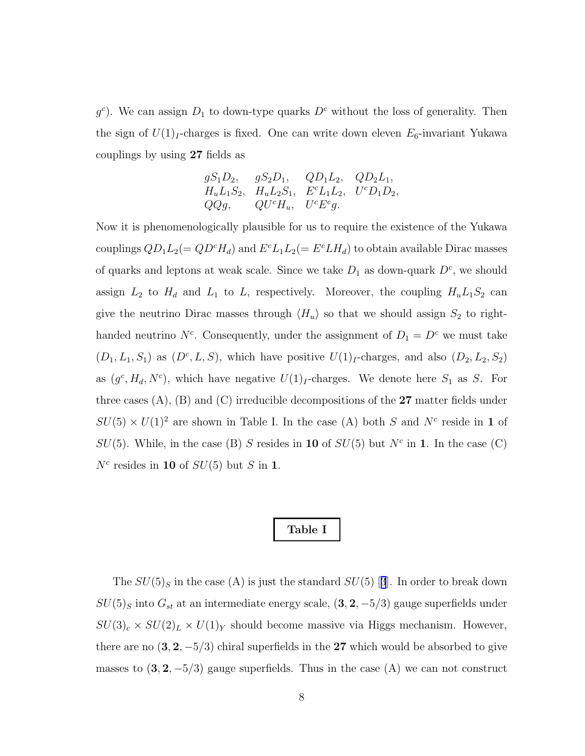$g^c$). We can assign $D_1$ to down-type quarks $D^c$ without the loss of generality. Then the sign of $U(1)_I$-charges is fixed. One can write down eleven $E_6$-invariant Yukawa couplings by using **27** fields as

$$\begin{array}{llll} gS_1D_2, & gS_2D_1, & QD_1L_2, & QD_2L_1, \\ H_uL_1S_2, & H_uL_2S_1, & E^cL_1L_2, & U^cD_1D_2, \\ QQg, & QU^cH_u, & U^cE^cg. & \end{array}$$

Now it is phenomenologically plausible for us to require the existence of the Yukawa couplings $QD_1L_2(=QD^cH_d)$ and $E^cL_1L_2(=E^cLH_d)$ to obtain available Dirac masses of quarks and leptons at weak scale. Since we take $D_1$ as down-quark $D^c$, we should assign $L_2$ to $H_d$ and $L_1$ to $L$, respectively. Moreover, the coupling $H_uL_1S_2$ can give the neutrino Dirac masses through $\langle H_u \rangle$ so that we should assign $S_2$ to right-handed neutrino $N^c$. Consequently, under the assignment of $D_1 = D^c$ we must take $(D_1, L_1, S_1)$ as $(D^c, L, S)$, which have positive $U(1)_I$-charges, and also $(D_2, L_2, S_2)$ as $(g^c, H_d, N^c)$, which have negative $U(1)_I$-charges. We denote here $S_1$ as $S$. For three cases (A), (B) and (C) irreducible decompositions of the **27** matter fields under $SU(5) \times U(1)^2$ are shown in Table I. In the case (A) both $S$ and $N^c$ reside in **1** of $SU(5)$. While, in the case (B) $S$ resides in **10** of $SU(5)$ but $N^c$ in **1**. In the case (C) $N^c$ resides in **10** of $SU(5)$ but $S$ in **1**.

**Table I**

The $SU(5)_S$ in the case (A) is just the standard $SU(5)$ [3]. In order to break down $SU(5)_S$ into $G_{st}$ at an intermediate energy scale, $(\mathbf{3}, \mathbf{2}, -5/3)$ gauge superfields under $SU(3)_c \times SU(2)_L \times U(1)_Y$ should become massive via Higgs mechanism. However, there are no $(\mathbf{3}, \mathbf{2}, -5/3)$ chiral superfields in the **27** which would be absorbed to give masses to $(\mathbf{3}, \mathbf{2}, -5/3)$ gauge superfields. Thus in the case (A) we can not construct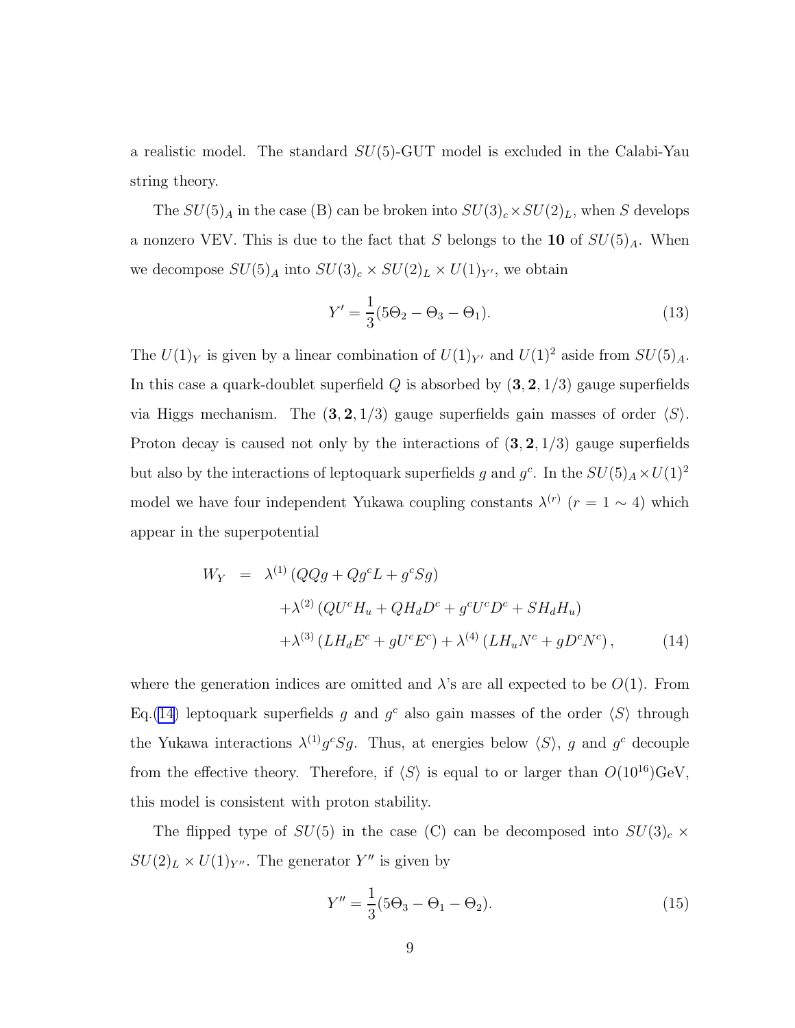a realistic model. The standard $SU(5)$-GUT model is excluded in the Calabi-Yau string theory.

The $SU(5)_A$ in the case (B) can be broken into $SU(3)_c \times SU(2)_L$, when $S$ develops a nonzero VEV. This is due to the fact that $S$ belongs to the $\mathbf{10}$ of $SU(5)_A$. When we decompose $SU(5)_A$ into $SU(3)_c \times SU(2)_L \times U(1)_{Y'}$, we obtain

$$Y' = \frac{1}{3}(5\Theta_2 - \Theta_3 - \Theta_1). \tag{13}$$

The $U(1)_Y$ is given by a linear combination of $U(1)_{Y'}$ and $U(1)^2$ aside from $SU(5)_A$. In this case a quark-doublet superfield $Q$ is absorbed by $(\mathbf{3}, \mathbf{2}, 1/3)$ gauge superfields via Higgs mechanism. The $(\mathbf{3}, \mathbf{2}, 1/3)$ gauge superfields gain masses of order $\langle S \rangle$. Proton decay is caused not only by the interactions of $(\mathbf{3}, \mathbf{2}, 1/3)$ gauge superfields but also by the interactions of leptoquark superfields $g$ and $g^c$. In the $SU(5)_A \times U(1)^2$ model we have four independent Yukawa coupling constants $\lambda^{(r)}$ ($r = 1 \sim 4$) which appear in the superpotential

$$\begin{aligned} W_Y &= \lambda^{(1)} \left( QQg + Qg^cL + g^cSg \right) \\ &\quad + \lambda^{(2)} \left( QU^cH_u + QH_dD^c + g^cU^cD^c + SH_dH_u \right) \\ &\quad + \lambda^{(3)} \left( LH_dE^c + gU^cE^c \right) + \lambda^{(4)} \left( LH_uN^c + gD^cN^c \right), \end{aligned} \tag{14}$$

where the generation indices are omitted and $\lambda$'s are all expected to be $O(1)$. From Eq.(14) leptoquark superfields $g$ and $g^c$ also gain masses of the order $\langle S \rangle$ through the Yukawa interactions $\lambda^{(1)} g^cSg$. Thus, at energies below $\langle S \rangle$, $g$ and $g^c$ decouple from the effective theory. Therefore, if $\langle S \rangle$ is equal to or larger than $O(10^{16})$GeV, this model is consistent with proton stability.

The flipped type of $SU(5)$ in the case (C) can be decomposed into $SU(3)_c \times SU(2)_L \times U(1)_{Y''}$. The generator $Y''$ is given by

$$Y'' = \frac{1}{3}(5\Theta_3 - \Theta_1 - \Theta_2). \tag{15}$$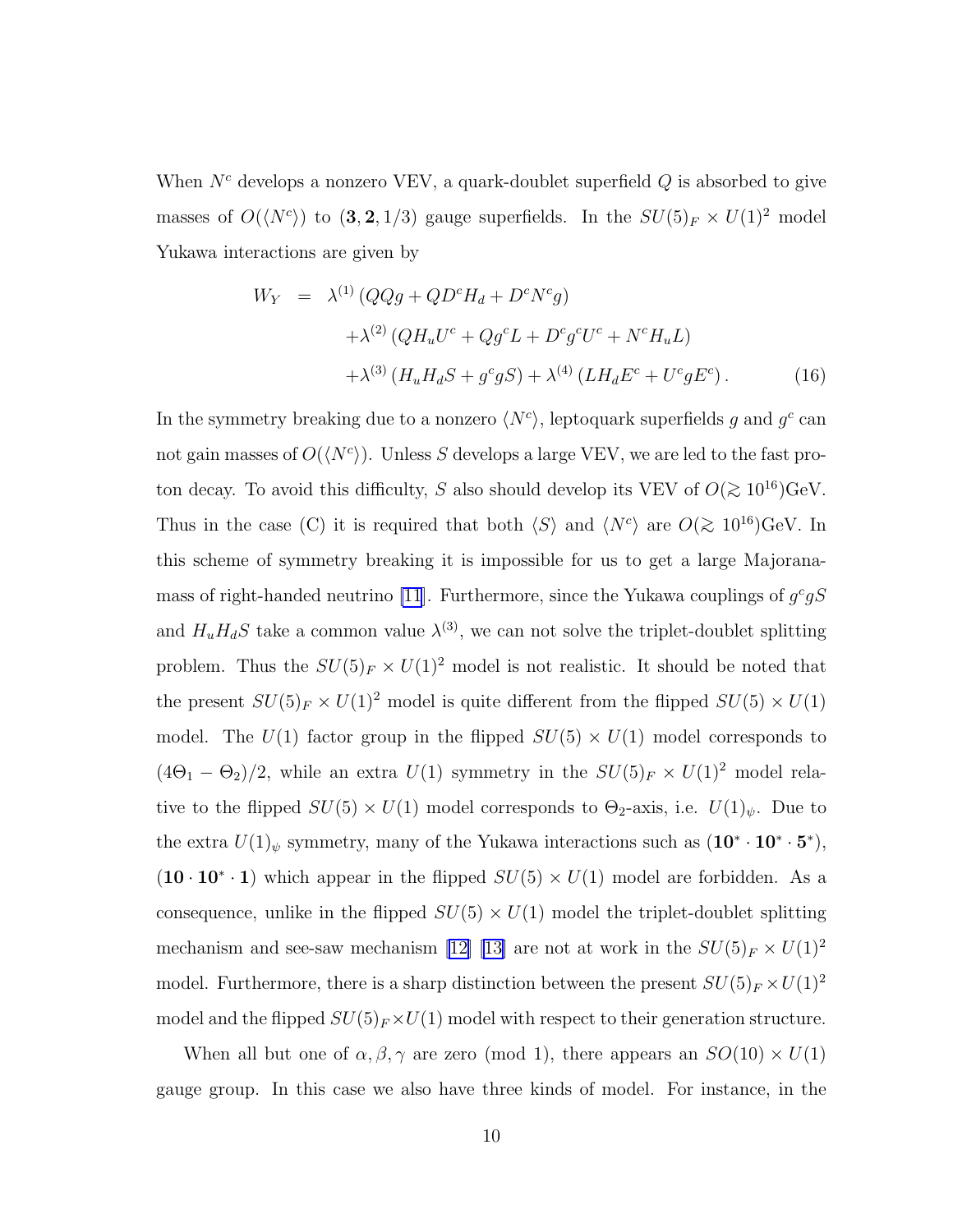When $N^c$ develops a nonzero VEV, a quark-doublet superfield $Q$ is absorbed to give masses of $O(\langle N^c \rangle)$ to $(\mathbf{3}, \mathbf{2}, 1/3)$ gauge superfields. In the $SU(5)_F \times U(1)^2$ model Yukawa interactions are given by

$$
\begin{aligned}
W_Y \;=\; & \lambda^{(1)} \left( QQg + QD^cH_d + D^cN^cg \right) \\
& + \lambda^{(2)} \left( QH_uU^c + Qg^cL + D^cg^cU^c + N^cH_uL \right) \\
& + \lambda^{(3)} \left( H_uH_dS + g^cgS \right) + \lambda^{(4)} \left( LH_dE^c + U^cgE^c \right). \qquad (16)
\end{aligned}
$$

In the symmetry breaking due to a nonzero $\langle N^c \rangle$, leptoquark superfields $g$ and $g^c$ can not gain masses of $O(\langle N^c \rangle)$. Unless $S$ develops a large VEV, we are led to the fast proton decay. To avoid this difficulty, $S$ also should develop its VEV of $O(\gtrsim 10^{16})$GeV. Thus in the case (C) it is required that both $\langle S \rangle$ and $\langle N^c \rangle$ are $O(\gtrsim 10^{16})$GeV. In this scheme of symmetry breaking it is impossible for us to get a large Majorana-mass of right-handed neutrino [11]. Furthermore, since the Yukawa couplings of $g^cgS$ and $H_uH_dS$ take a common value $\lambda^{(3)}$, we can not solve the triplet-doublet splitting problem. Thus the $SU(5)_F \times U(1)^2$ model is not realistic. It should be noted that the present $SU(5)_F \times U(1)^2$ model is quite different from the flipped $SU(5) \times U(1)$ model. The $U(1)$ factor group in the flipped $SU(5) \times U(1)$ model corresponds to $(4\Theta_1 - \Theta_2)/2$, while an extra $U(1)$ symmetry in the $SU(5)_F \times U(1)^2$ model relative to the flipped $SU(5) \times U(1)$ model corresponds to $\Theta_2$-axis, i.e. $U(1)_\psi$. Due to the extra $U(1)_\psi$ symmetry, many of the Yukawa interactions such as $(\mathbf{10}^* \cdot \mathbf{10}^* \cdot \mathbf{5}^*)$, $(\mathbf{10} \cdot \mathbf{10}^* \cdot \mathbf{1})$ which appear in the flipped $SU(5) \times U(1)$ model are forbidden. As a consequence, unlike in the flipped $SU(5) \times U(1)$ model the triplet-doublet splitting mechanism and see-saw mechanism [12] [13] are not at work in the $SU(5)_F \times U(1)^2$ model. Furthermore, there is a sharp distinction between the present $SU(5)_F \times U(1)^2$ model and the flipped $SU(5)_F \times U(1)$ model with respect to their generation structure.

When all but one of $\alpha, \beta, \gamma$ are zero (mod 1), there appears an $SO(10) \times U(1)$ gauge group. In this case we also have three kinds of model. For instance, in the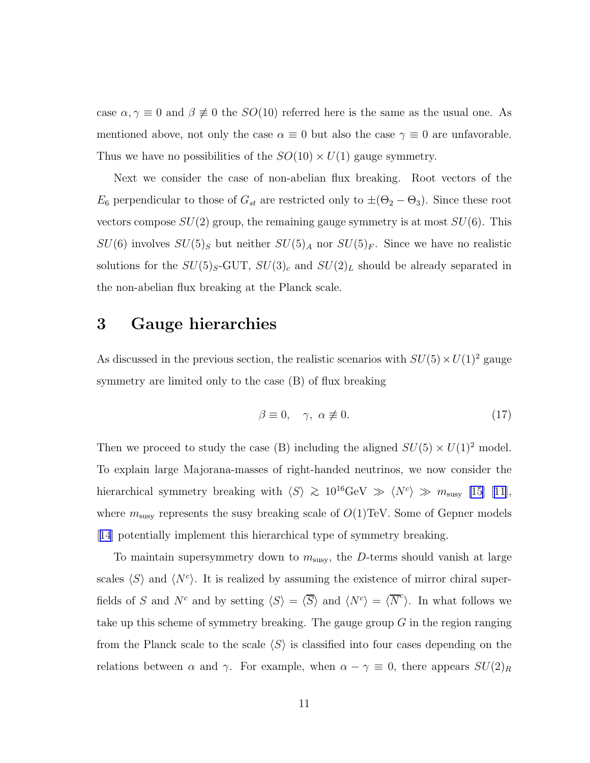case $\alpha, \gamma \equiv 0$ and $\beta \not\equiv 0$ the $SO(10)$ referred here is the same as the usual one. As mentioned above, not only the case $\alpha \equiv 0$ but also the case $\gamma \equiv 0$ are unfavorable. Thus we have no possibilities of the $SO(10) \times U(1)$ gauge symmetry.

Next we consider the case of non-abelian flux breaking. Root vectors of the $E_6$ perpendicular to those of $G_{st}$ are restricted only to $\pm(\Theta_2 - \Theta_3)$. Since these root vectors compose $SU(2)$ group, the remaining gauge symmetry is at most $SU(6)$. This $SU(6)$ involves $SU(5)_S$ but neither $SU(5)_A$ nor $SU(5)_F$. Since we have no realistic solutions for the $SU(5)_S$-GUT, $SU(3)_c$ and $SU(2)_L$ should be already separated in the non-abelian flux breaking at the Planck scale.

# 3 Gauge hierarchies

As discussed in the previous section, the realistic scenarios with $SU(5) \times U(1)^2$ gauge symmetry are limited only to the case (B) of flux breaking

$$\beta \equiv 0, \quad \gamma,\ \alpha \not\equiv 0. \tag{17}$$

Then we proceed to study the case (B) including the aligned $SU(5) \times U(1)^2$ model. To explain large Majorana-masses of right-handed neutrinos, we now consider the hierarchical symmetry breaking with $\langle S \rangle \gtrsim 10^{16}\text{GeV} \gg \langle N^c \rangle \gg m_{\text{susy}}$ [15] [11], where $m_{\text{susy}}$ represents the susy breaking scale of $O(1)$TeV. Some of Gepner models [14] potentially implement this hierarchical type of symmetry breaking.

To maintain supersymmetry down to $m_{\text{susy}}$, the $D$-terms should vanish at large scales $\langle S \rangle$ and $\langle N^c \rangle$. It is realized by assuming the existence of mirror chiral superfields of $S$ and $N^c$ and by setting $\langle S \rangle = \langle \overline{S} \rangle$ and $\langle N^c \rangle = \langle \overline{N}^c \rangle$. In what follows we take up this scheme of symmetry breaking. The gauge group $G$ in the region ranging from the Planck scale to the scale $\langle S \rangle$ is classified into four cases depending on the relations between $\alpha$ and $\gamma$. For example, when $\alpha - \gamma \equiv 0$, there appears $SU(2)_R$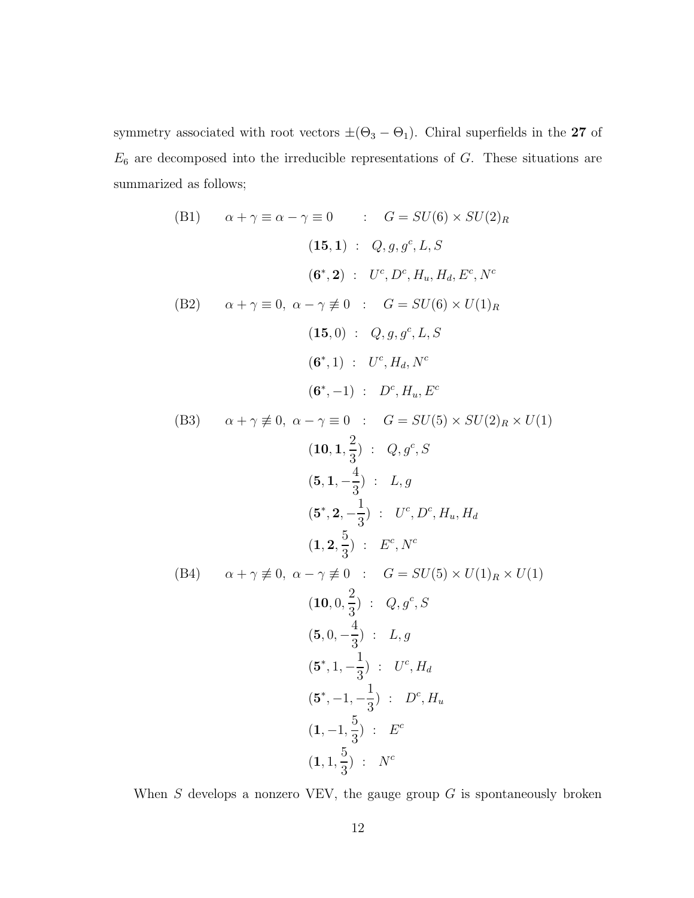symmetry associated with root vectors $\pm(\Theta_3 - \Theta_1)$. Chiral superfields in the **27** of $E_6$ are decomposed into the irreducible representations of $G$. These situations are summarized as follows;

(B1) $\quad \alpha + \gamma \equiv \alpha - \gamma \equiv 0 \quad : \quad G = SU(6) \times SU(2)_R$

$$(\mathbf{15}, \mathbf{1}) \ : \ Q, g, g^c, L, S$$

$$(\mathbf{6}^*, \mathbf{2}) \ : \ U^c, D^c, H_u, H_d, E^c, N^c$$

(B2) $\quad \alpha + \gamma \equiv 0,\ \alpha - \gamma \not\equiv 0 \quad : \quad G = SU(6) \times U(1)_R$

$$(\mathbf{15}, 0) \ : \ Q, g, g^c, L, S$$

$$(\mathbf{6}^*, 1) \ : \ U^c, H_d, N^c$$

$$(\mathbf{6}^*, -1) \ : \ D^c, H_u, E^c$$

(B3) $\quad \alpha + \gamma \not\equiv 0,\ \alpha - \gamma \equiv 0 \quad : \quad G = SU(5) \times SU(2)_R \times U(1)$

$$(\mathbf{10}, \mathbf{1}, \frac{2}{3}) \ : \ Q, g^c, S$$

$$(\mathbf{5}, \mathbf{1}, -\frac{4}{3}) \ : \ L, g$$

$$(\mathbf{5}^*, \mathbf{2}, -\frac{1}{3}) \ : \ U^c, D^c, H_u, H_d$$

$$(\mathbf{1}, \mathbf{2}, \frac{5}{3}) \ : \ E^c, N^c$$

(B4) $\quad \alpha + \gamma \not\equiv 0,\ \alpha - \gamma \not\equiv 0 \quad : \quad G = SU(5) \times U(1)_R \times U(1)$

$$(\mathbf{10}, 0, \frac{2}{3}) \ : \ Q, g^c, S$$

$$(\mathbf{5}, 0, -\frac{4}{3}) \ : \ L, g$$

$$(\mathbf{5}^*, 1, -\frac{1}{3}) \ : \ U^c, H_d$$

$$(\mathbf{5}^*, -1, -\frac{1}{3}) \ : \ D^c, H_u$$

$$(\mathbf{1}, -1, \frac{5}{3}) \ : \ E^c$$

$$(\mathbf{1}, 1, \frac{5}{3}) \ : \ N^c$$

When $S$ develops a nonzero VEV, the gauge group $G$ is spontaneously broken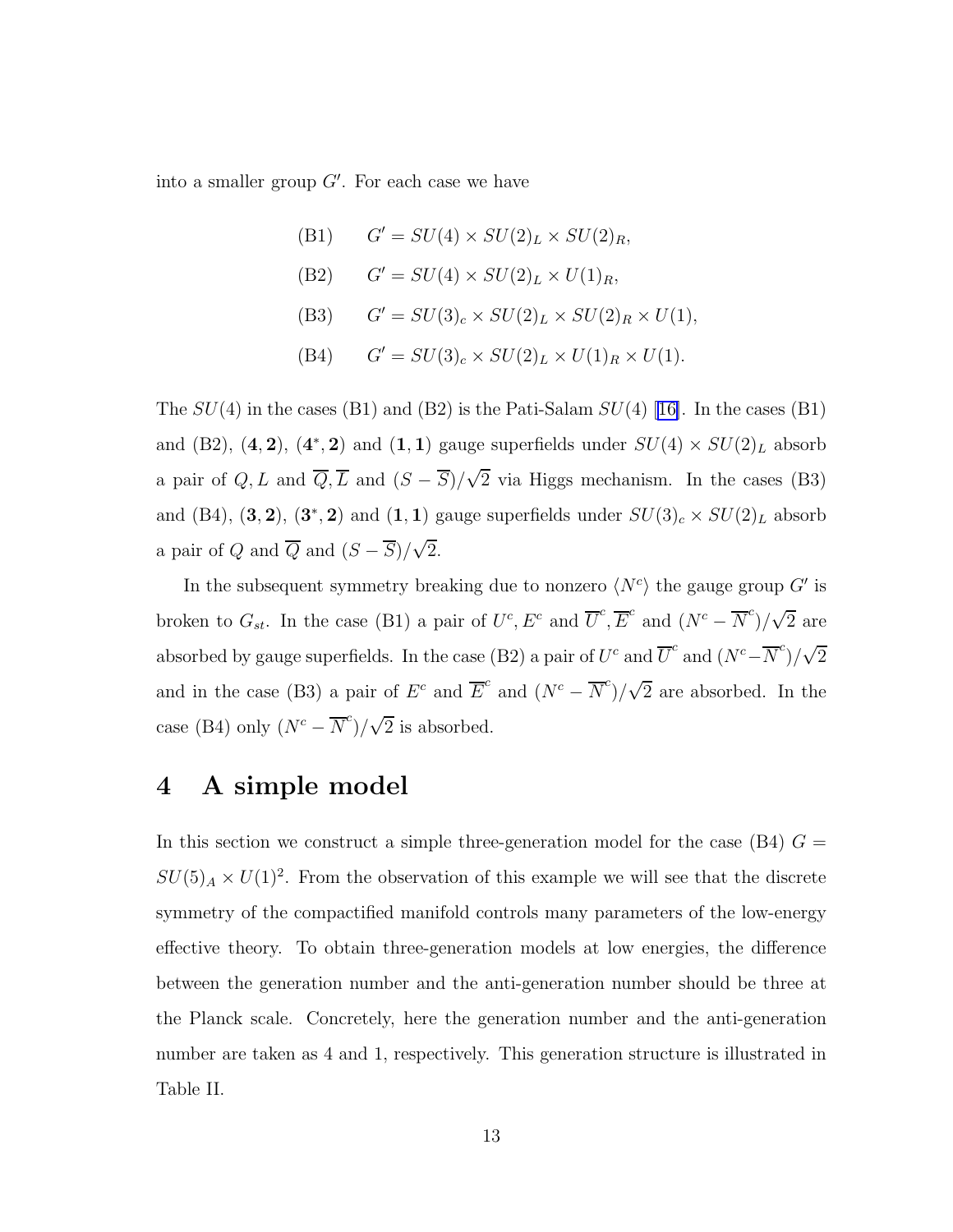into a smaller group $G'$. For each case we have

$$
\begin{aligned}
&\text{(B1)} \qquad G' = SU(4) \times SU(2)_L \times SU(2)_R, \\
&\text{(B2)} \qquad G' = SU(4) \times SU(2)_L \times U(1)_R, \\
&\text{(B3)} \qquad G' = SU(3)_c \times SU(2)_L \times SU(2)_R \times U(1), \\
&\text{(B4)} \qquad G' = SU(3)_c \times SU(2)_L \times U(1)_R \times U(1).
\end{aligned}
$$

The $SU(4)$ in the cases (B1) and (B2) is the Pati-Salam $SU(4)$ [16]. In the cases (B1) and (B2), $(\mathbf{4}, \mathbf{2})$, $(\mathbf{4}^*, \mathbf{2})$ and $(\mathbf{1}, \mathbf{1})$ gauge superfields under $SU(4) \times SU(2)_L$ absorb a pair of $Q, L$ and $\overline{Q}, \overline{L}$ and $(S - \overline{S})/\sqrt{2}$ via Higgs mechanism. In the cases (B3) and (B4), $(\mathbf{3}, \mathbf{2})$, $(\mathbf{3}^*, \mathbf{2})$ and $(\mathbf{1}, \mathbf{1})$ gauge superfields under $SU(3)_c \times SU(2)_L$ absorb a pair of $Q$ and $\overline{Q}$ and $(S - \overline{S})/\sqrt{2}$.

In the subsequent symmetry breaking due to nonzero $\langle N^c \rangle$ the gauge group $G'$ is broken to $G_{st}$. In the case (B1) a pair of $U^c, E^c$ and $\overline{U}^c, \overline{E}^c$ and $(N^c - \overline{N}^c)/\sqrt{2}$ are absorbed by gauge superfields. In the case (B2) a pair of $U^c$ and $\overline{U}^c$ and $(N^c - \overline{N}^c)/\sqrt{2}$ and in the case (B3) a pair of $E^c$ and $\overline{E}^c$ and $(N^c - \overline{N}^c)/\sqrt{2}$ are absorbed. In the case (B4) only $(N^c - \overline{N}^c)/\sqrt{2}$ is absorbed.

# 4 A simple model

In this section we construct a simple three-generation model for the case (B4) $G = SU(5)_A \times U(1)^2$. From the observation of this example we will see that the discrete symmetry of the compactified manifold controls many parameters of the low-energy effective theory. To obtain three-generation models at low energies, the difference between the generation number and the anti-generation number should be three at the Planck scale. Concretely, here the generation number and the anti-generation number are taken as 4 and 1, respectively. This generation structure is illustrated in Table II.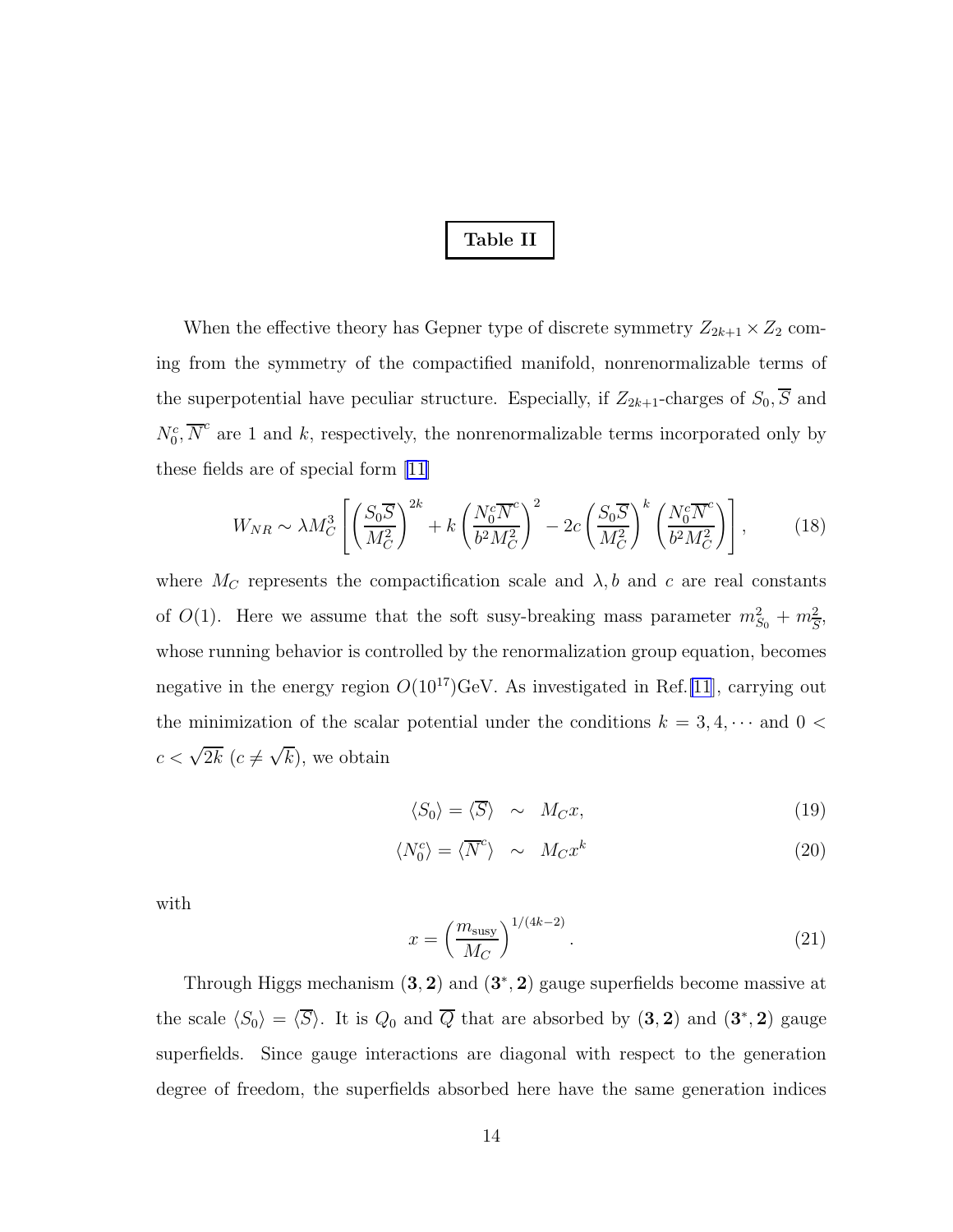**Table II**

When the effective theory has Gepner type of discrete symmetry $Z_{2k+1} \times Z_2$ coming from the symmetry of the compactified manifold, nonrenormalizable terms of the superpotential have peculiar structure. Especially, if $Z_{2k+1}$-charges of $S_0, \overline{S}$ and $N_0^c, \overline{N}^c$ are 1 and $k$, respectively, the nonrenormalizable terms incorporated only by these fields are of special form [11]

$$W_{NR} \sim \lambda M_C^3 \left[ \left( \frac{S_0 \overline{S}}{M_C^2} \right)^{2k} + k \left( \frac{N_0^c \overline{N}^c}{b^2 M_C^2} \right)^2 - 2c \left( \frac{S_0 \overline{S}}{M_C^2} \right)^k \left( \frac{N_0^c \overline{N}^c}{b^2 M_C^2} \right) \right], \tag{18}$$

where $M_C$ represents the compactification scale and $\lambda, b$ and $c$ are real constants of $O(1)$. Here we assume that the soft susy-breaking mass parameter $m_{S_0}^2 + m_{\overline{S}}^2$, whose running behavior is controlled by the renormalization group equation, becomes negative in the energy region $O(10^{17})$GeV. As investigated in Ref.[11], carrying out the minimization of the scalar potential under the conditions $k = 3, 4, \cdots$ and $0 < c < \sqrt{2k}$ ($c \neq \sqrt{k}$), we obtain

$$\langle S_0 \rangle = \langle \overline{S} \rangle \sim M_C x, \tag{19}$$

$$\langle N_0^c \rangle = \langle \overline{N}^c \rangle \sim M_C x^k \tag{20}$$

with

$$x = \left( \frac{m_{\rm susy}}{M_C} \right)^{1/(4k-2)}. \tag{21}$$

Through Higgs mechanism $(\mathbf{3}, \mathbf{2})$ and $(\mathbf{3}^*, \mathbf{2})$ gauge superfields become massive at the scale $\langle S_0 \rangle = \langle \overline{S} \rangle$. It is $Q_0$ and $\overline{Q}$ that are absorbed by $(\mathbf{3}, \mathbf{2})$ and $(\mathbf{3}^*, \mathbf{2})$ gauge superfields. Since gauge interactions are diagonal with respect to the generation degree of freedom, the superfields absorbed here have the same generation indices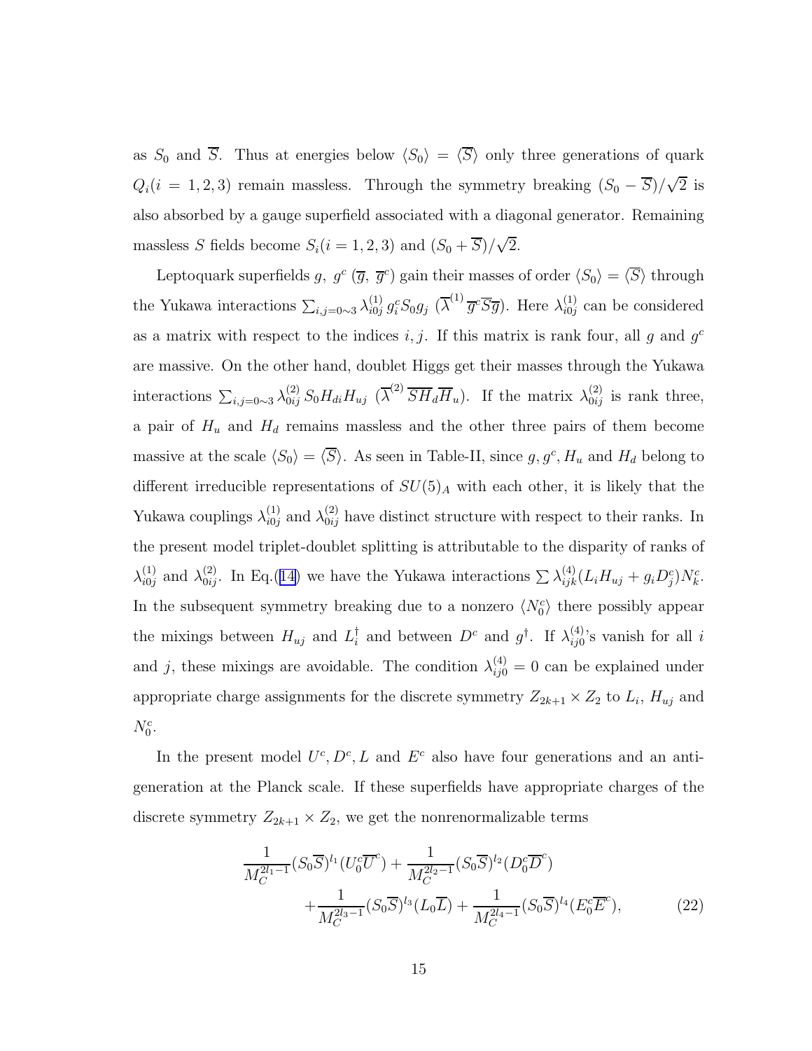as $S_0$ and $\overline{S}$. Thus at energies below $\langle S_0 \rangle = \langle \overline{S} \rangle$ only three generations of quark $Q_i (i = 1, 2, 3)$ remain massless. Through the symmetry breaking $(S_0 - \overline{S})/\sqrt{2}$ is also absorbed by a gauge superfield associated with a diagonal generator. Remaining massless $S$ fields become $S_i (i = 1, 2, 3)$ and $(S_0 + \overline{S})/\sqrt{2}$.

Leptoquark superfields $g$, $g^c$ ($\overline{g}$, $\overline{g}^c$) gain their masses of order $\langle S_0 \rangle = \langle \overline{S} \rangle$ through the Yukawa interactions $\sum_{i,j=0\sim 3} \lambda^{(1)}_{i0j}\, g^c_i S_0 g_j$ ($\overline{\lambda}^{(1)}\, \overline{g}^c \overline{S}\, \overline{g}$). Here $\lambda^{(1)}_{i0j}$ can be considered as a matrix with respect to the indices $i, j$. If this matrix is rank four, all $g$ and $g^c$ are massive. On the other hand, doublet Higgs get their masses through the Yukawa interactions $\sum_{i,j=0\sim 3} \lambda^{(2)}_{0ij}\, S_0 H_{di} H_{uj}$ ($\overline{\lambda}^{(2)}\, \overline{S}\, \overline{H}_d \overline{H}_u$). If the matrix $\lambda^{(2)}_{0ij}$ is rank three, a pair of $H_u$ and $H_d$ remains massless and the other three pairs of them become massive at the scale $\langle S_0 \rangle = \langle \overline{S} \rangle$. As seen in Table-II, since $g, g^c, H_u$ and $H_d$ belong to different irreducible representations of $SU(5)_A$ with each other, it is likely that the Yukawa couplings $\lambda^{(1)}_{i0j}$ and $\lambda^{(2)}_{0ij}$ have distinct structure with respect to their ranks. In the present model triplet-doublet splitting is attributable to the disparity of ranks of $\lambda^{(1)}_{i0j}$ and $\lambda^{(2)}_{0ij}$. In Eq.(14) we have the Yukawa interactions $\sum \lambda^{(4)}_{ijk} (L_i H_{uj} + g_i D^c_j) N^c_k$. In the subsequent symmetry breaking due to a nonzero $\langle N^c_0 \rangle$ there possibly appear the mixings between $H_{uj}$ and $L^\dagger_i$ and between $D^c$ and $g^\dagger$. If $\lambda^{(4)}_{ij0}$'s vanish for all $i$ and $j$, these mixings are avoidable. The condition $\lambda^{(4)}_{ij0} = 0$ can be explained under appropriate charge assignments for the discrete symmetry $Z_{2k+1} \times Z_2$ to $L_i$, $H_{uj}$ and $N^c_0$.

In the present model $U^c, D^c, L$ and $E^c$ also have four generations and an anti-generation at the Planck scale. If these superfields have appropriate charges of the discrete symmetry $Z_{2k+1} \times Z_2$, we get the nonrenormalizable terms

$$
\begin{aligned}
&\frac{1}{M_C^{2l_1 - 1}} (S_0 \overline{S})^{l_1} (U^c_0 \overline{U}^c) + \frac{1}{M_C^{2l_2 - 1}} (S_0 \overline{S})^{l_2} (D^c_0 \overline{D}^c) \\
&\qquad + \frac{1}{M_C^{2l_3 - 1}} (S_0 \overline{S})^{l_3} (L_0 \overline{L}) + \frac{1}{M_C^{2l_4 - 1}} (S_0 \overline{S})^{l_4} (E^c_0 \overline{E}^c),
\end{aligned}
\tag{22}
$$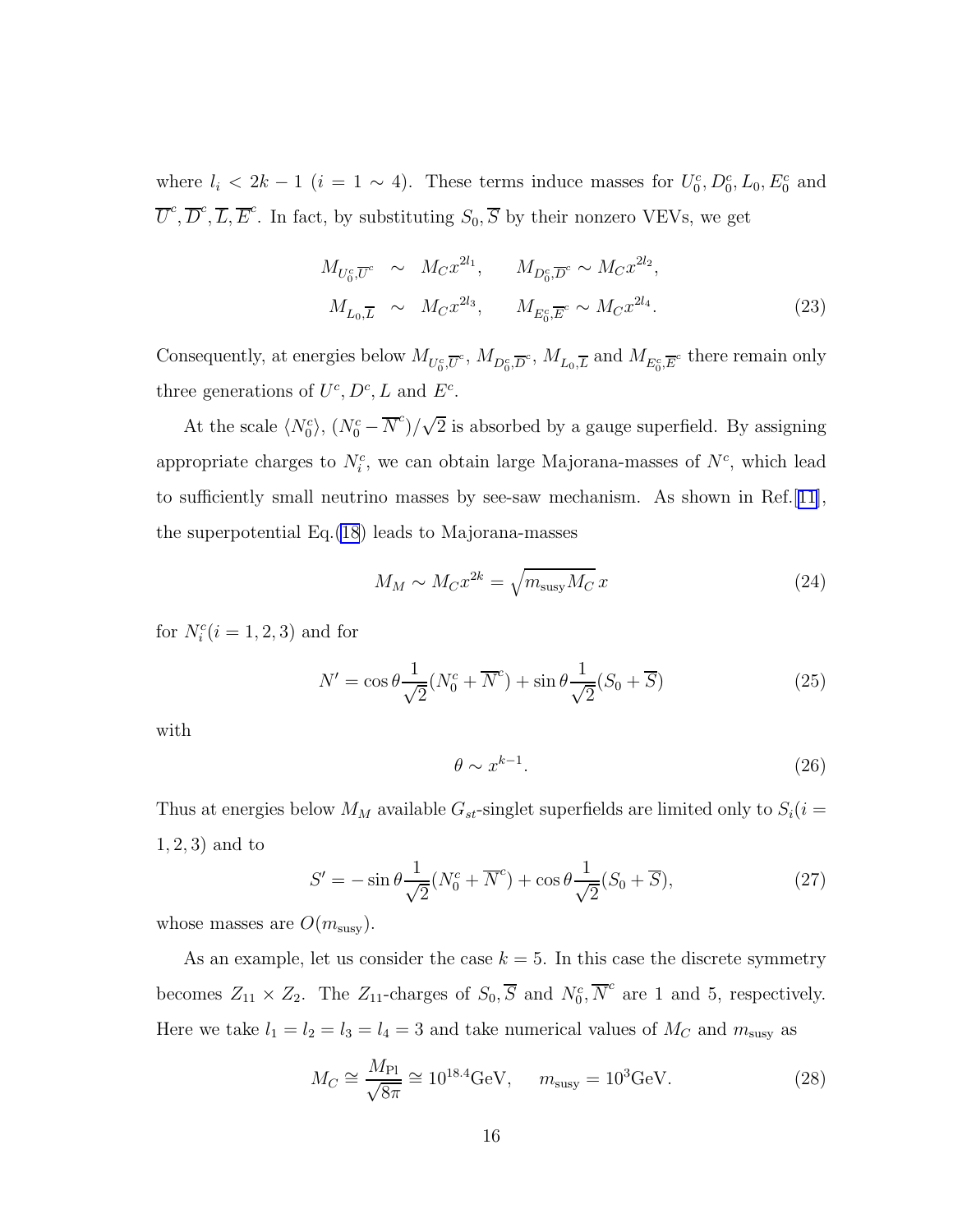where $l_i < 2k-1$ ($i = 1 \sim 4$). These terms induce masses for $U_0^c, D_0^c, L_0, E_0^c$ and $\overline{U}^c, \overline{D}^c, \overline{L}, \overline{E}^c$. In fact, by substituting $S_0, \overline{S}$ by their nonzero VEVs, we get

$$
\begin{aligned}
M_{U_0^c, \overline{U}^c} &\sim M_C x^{2l_1}, \qquad M_{D_0^c, \overline{D}^c} \sim M_C x^{2l_2}, \\
M_{L_0, \overline{L}} &\sim M_C x^{2l_3}, \qquad M_{E_0^c, \overline{E}^c} \sim M_C x^{2l_4}.
\end{aligned} \tag{23}
$$

Consequently, at energies below $M_{U_0^c, \overline{U}^c}$, $M_{D_0^c, \overline{D}^c}$, $M_{L_0, \overline{L}}$ and $M_{E_0^c, \overline{E}^c}$ there remain only three generations of $U^c, D^c, L$ and $E^c$.

At the scale $\langle N_0^c \rangle$, $(N_0^c - \overline{N}^c)/\sqrt{2}$ is absorbed by a gauge superfield. By assigning appropriate charges to $N_i^c$, we can obtain large Majorana-masses of $N^c$, which lead to sufficiently small neutrino masses by see-saw mechanism. As shown in Ref.[11], the superpotential Eq.(18) leads to Majorana-masses

$$
M_M \sim M_C x^{2k} = \sqrt{m_{\text{susy}} M_C}\, x \tag{24}
$$

for $N_i^c (i = 1, 2, 3)$ and for

$$
N' = \cos\theta \frac{1}{\sqrt{2}}(N_0^c + \overline{N}^c) + \sin\theta \frac{1}{\sqrt{2}}(S_0 + \overline{S}) \tag{25}
$$

with

$$
\theta \sim x^{k-1}. \tag{26}
$$

Thus at energies below $M_M$ available $G_{st}$-singlet superfields are limited only to $S_i (i = 1, 2, 3)$ and to

$$
S' = -\sin\theta \frac{1}{\sqrt{2}}(N_0^c + \overline{N}^c) + \cos\theta \frac{1}{\sqrt{2}}(S_0 + \overline{S}), \tag{27}
$$

whose masses are $O(m_{\text{susy}})$.

As an example, let us consider the case $k = 5$. In this case the discrete symmetry becomes $Z_{11} \times Z_2$. The $Z_{11}$-charges of $S_0, \overline{S}$ and $N_0^c, \overline{N}^c$ are 1 and 5, respectively. Here we take $l_1 = l_2 = l_3 = l_4 = 3$ and take numerical values of $M_C$ and $m_{\text{susy}}$ as

$$
M_C \cong \frac{M_{\text{Pl}}}{\sqrt{8\pi}} \cong 10^{18.4}\text{GeV}, \qquad m_{\text{susy}} = 10^3\text{GeV}. \tag{28}
$$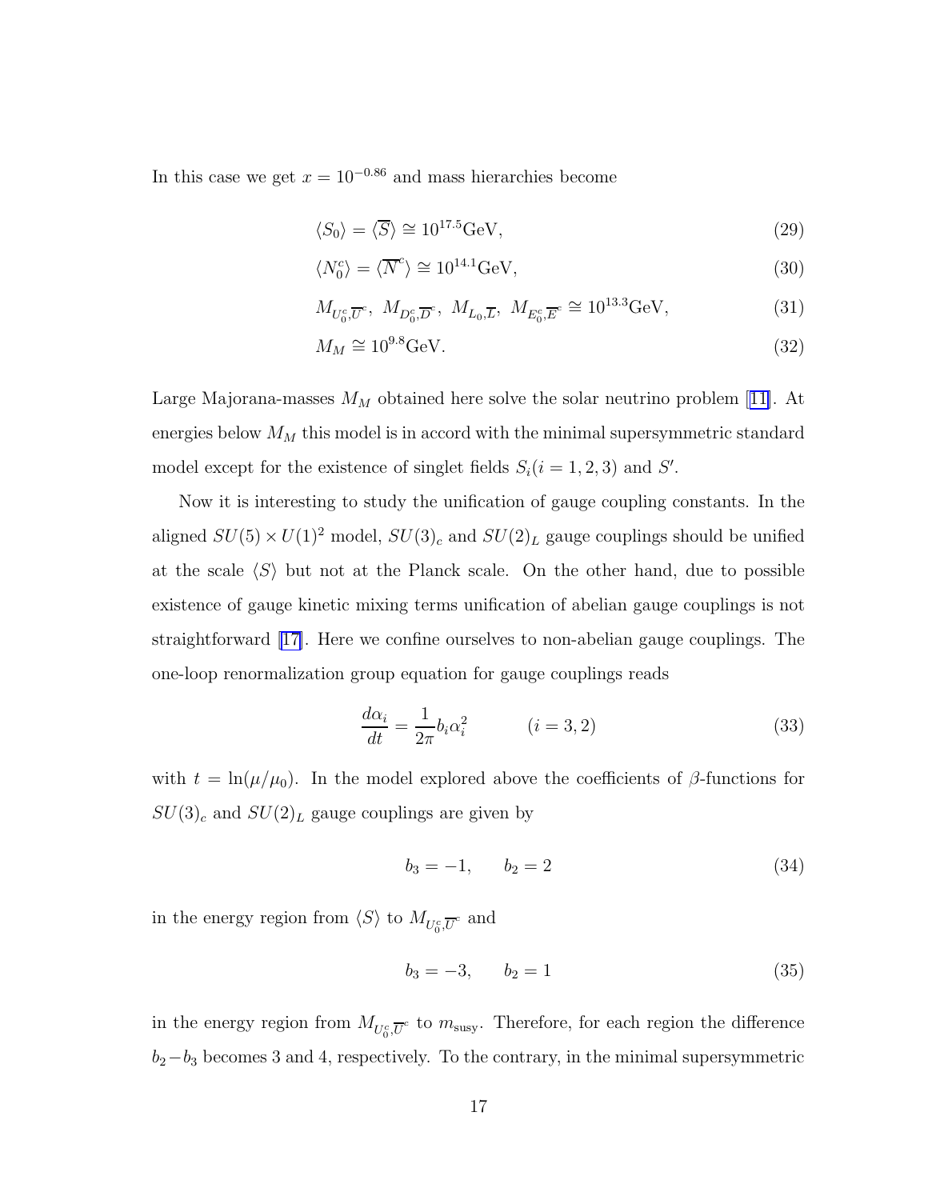In this case we get $x = 10^{-0.86}$ and mass hierarchies become

$$\langle S_0 \rangle = \langle \overline{S} \rangle \cong 10^{17.5}\text{GeV}, \tag{29}$$

$$\langle N_0^c \rangle = \langle \overline{N}^c \rangle \cong 10^{14.1}\text{GeV}, \tag{30}$$

$$M_{U_0^c,\overline{U}^c},\ M_{D_0^c,\overline{D}^c},\ M_{L_0,\overline{L}},\ M_{E_0^c,\overline{E}^c} \cong 10^{13.3}\text{GeV}, \tag{31}$$

$$M_M \cong 10^{9.8}\text{GeV}. \tag{32}$$

Large Majorana-masses $M_M$ obtained here solve the solar neutrino problem [11]. At energies below $M_M$ this model is in accord with the minimal supersymmetric standard model except for the existence of singlet fields $S_i (i = 1, 2, 3)$ and $S'$.

Now it is interesting to study the unification of gauge coupling constants. In the aligned $SU(5) \times U(1)^2$ model, $SU(3)_c$ and $SU(2)_L$ gauge couplings should be unified at the scale $\langle S \rangle$ but not at the Planck scale. On the other hand, due to possible existence of gauge kinetic mixing terms unification of abelian gauge couplings is not straightforward [17]. Here we confine ourselves to non-abelian gauge couplings. The one-loop renormalization group equation for gauge couplings reads

$$\frac{d\alpha_i}{dt} = \frac{1}{2\pi} b_i \alpha_i^2 \qquad (i = 3, 2) \tag{33}$$

with $t = \ln(\mu/\mu_0)$. In the model explored above the coefficients of $\beta$-functions for $SU(3)_c$ and $SU(2)_L$ gauge couplings are given by

$$b_3 = -1, \qquad b_2 = 2 \tag{34}$$

in the energy region from $\langle S \rangle$ to $M_{U_0^c,\overline{U}^c}$ and

$$b_3 = -3, \qquad b_2 = 1 \tag{35}$$

in the energy region from $M_{U_0^c,\overline{U}^c}$ to $m_{\text{susy}}$. Therefore, for each region the difference $b_2 - b_3$ becomes 3 and 4, respectively. To the contrary, in the minimal supersymmetric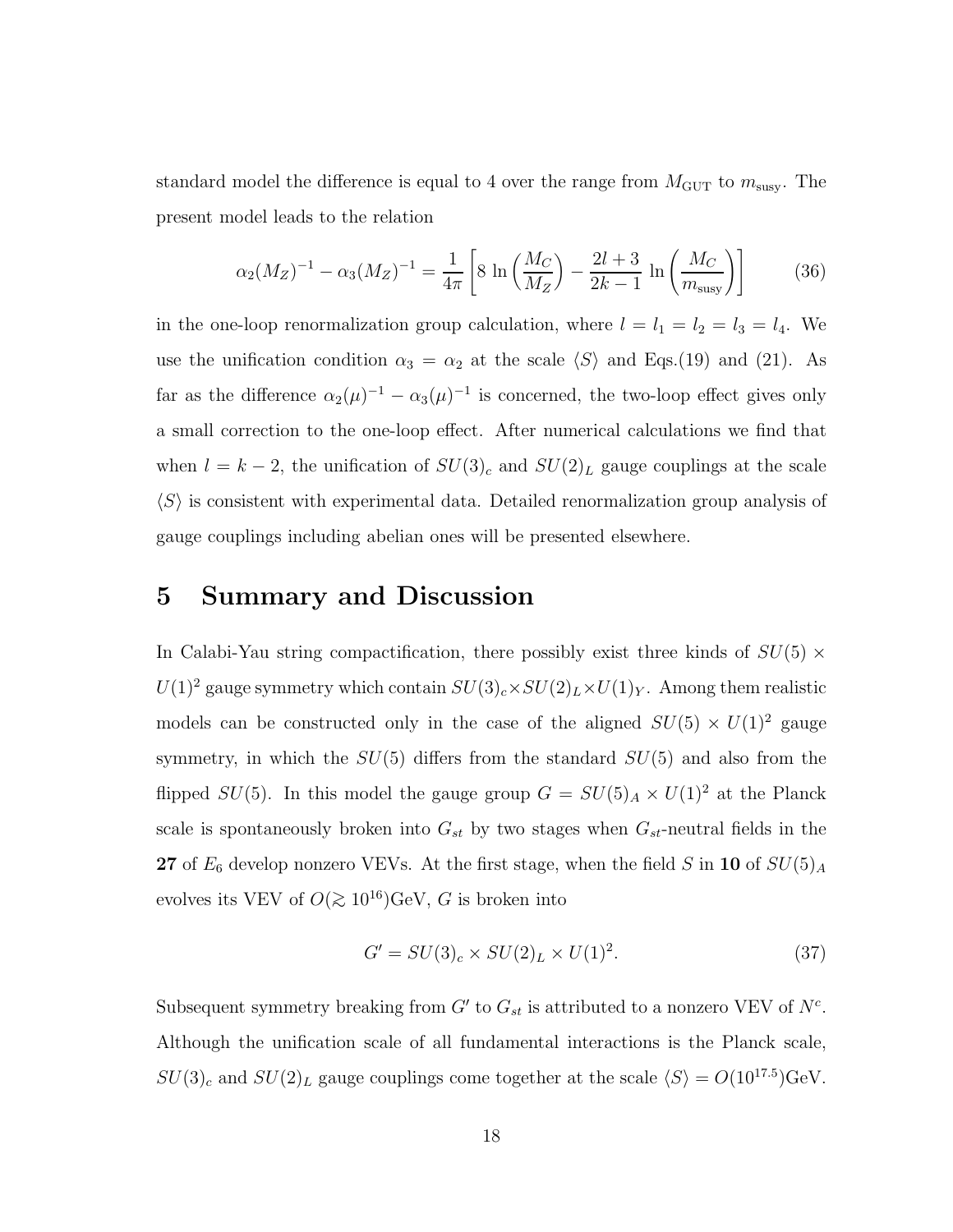standard model the difference is equal to 4 over the range from $M_{\rm GUT}$ to $m_{\rm susy}$. The present model leads to the relation

$$\alpha_2(M_Z)^{-1} - \alpha_3(M_Z)^{-1} = \frac{1}{4\pi}\left[8\,\ln\left(\frac{M_C}{M_Z}\right) - \frac{2l+3}{2k-1}\,\ln\left(\frac{M_C}{m_{\rm susy}}\right)\right] \tag{36}$$

in the one-loop renormalization group calculation, where $l = l_1 = l_2 = l_3 = l_4$. We use the unification condition $\alpha_3 = \alpha_2$ at the scale $\langle S \rangle$ and Eqs.(19) and (21). As far as the difference $\alpha_2(\mu)^{-1} - \alpha_3(\mu)^{-1}$ is concerned, the two-loop effect gives only a small correction to the one-loop effect. After numerical calculations we find that when $l = k-2$, the unification of $SU(3)_c$ and $SU(2)_L$ gauge couplings at the scale $\langle S \rangle$ is consistent with experimental data. Detailed renormalization group analysis of gauge couplings including abelian ones will be presented elsewhere.

# 5 Summary and Discussion

In Calabi-Yau string compactification, there possibly exist three kinds of $SU(5) \times U(1)^2$ gauge symmetry which contain $SU(3)_c \times SU(2)_L \times U(1)_Y$. Among them realistic models can be constructed only in the case of the aligned $SU(5) \times U(1)^2$ gauge symmetry, in which the $SU(5)$ differs from the standard $SU(5)$ and also from the flipped $SU(5)$. In this model the gauge group $G = SU(5)_A \times U(1)^2$ at the Planck scale is spontaneously broken into $G_{st}$ by two stages when $G_{st}$-neutral fields in the **27** of $E_6$ develop nonzero VEVs. At the first stage, when the field $S$ in **10** of $SU(5)_A$ evolves its VEV of $O(\gtrsim 10^{16})$GeV, $G$ is broken into

$$G' = SU(3)_c \times SU(2)_L \times U(1)^2. \tag{37}$$

Subsequent symmetry breaking from $G'$ to $G_{st}$ is attributed to a nonzero VEV of $N^c$. Although the unification scale of all fundamental interactions is the Planck scale, $SU(3)_c$ and $SU(2)_L$ gauge couplings come together at the scale $\langle S \rangle = O(10^{17.5})$GeV.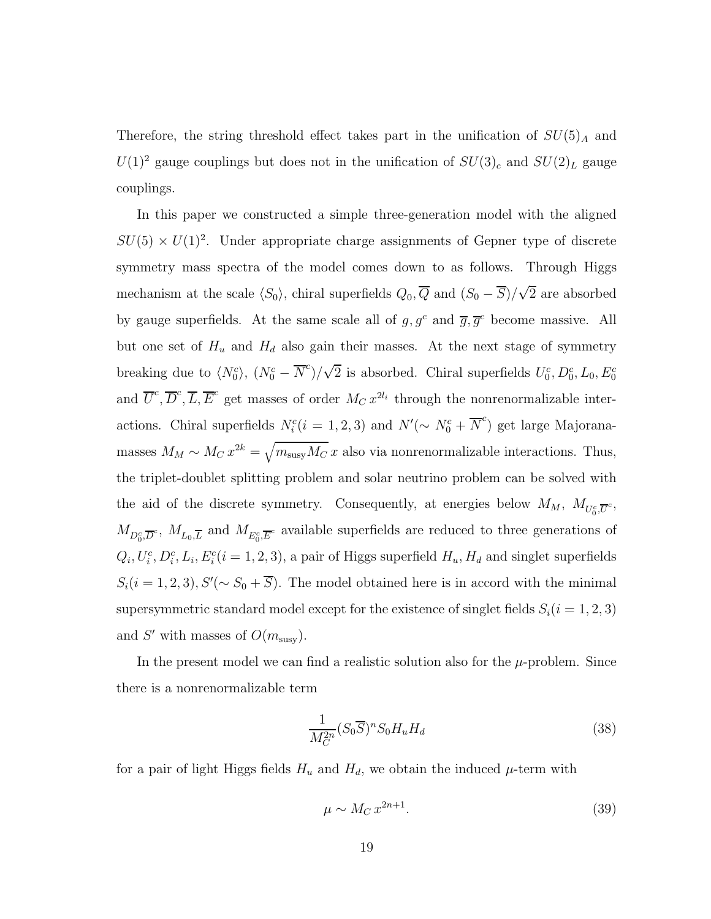Therefore, the string threshold effect takes part in the unification of $SU(5)_A$ and $U(1)^2$ gauge couplings but does not in the unification of $SU(3)_c$ and $SU(2)_L$ gauge couplings.

In this paper we constructed a simple three-generation model with the aligned $SU(5) \times U(1)^2$. Under appropriate charge assignments of Gepner type of discrete symmetry mass spectra of the model comes down to as follows. Through Higgs mechanism at the scale $\langle S_0 \rangle$, chiral superfields $Q_0, \overline{Q}$ and $(S_0 - \overline{S})/\sqrt{2}$ are absorbed by gauge superfields. At the same scale all of $g, g^c$ and $\overline{g}, \overline{g}^c$ become massive. All but one set of $H_u$ and $H_d$ also gain their masses. At the next stage of symmetry breaking due to $\langle N_0^c \rangle$, $(N_0^c - \overline{N}^c)/\sqrt{2}$ is absorbed. Chiral superfields $U_0^c, D_0^c, L_0, E_0^c$ and $\overline{U}^c, \overline{D}^c, \overline{L}, \overline{E}^c$ get masses of order $M_C \, x^{2l_i}$ through the nonrenormalizable interactions. Chiral superfields $N_i^c (i = 1, 2, 3)$ and $N' (\sim N_0^c + \overline{N}^c)$ get large Majorana-masses $M_M \sim M_C \, x^{2k} = \sqrt{m_{\rm susy} M_C} \, x$ also via nonrenormalizable interactions. Thus, the triplet-doublet splitting problem and solar neutrino problem can be solved with the aid of the discrete symmetry. Consequently, at energies below $M_M$, $M_{U_0^c, \overline{U}^c}$, $M_{D_0^c, \overline{D}^c}$, $M_{L_0, \overline{L}}$ and $M_{E_0^c, \overline{E}^c}$ available superfields are reduced to three generations of $Q_i, U_i^c, D_i^c, L_i, E_i^c (i = 1, 2, 3)$, a pair of Higgs superfield $H_u, H_d$ and singlet superfields $S_i (i = 1, 2, 3), S' (\sim S_0 + \overline{S})$. The model obtained here is in accord with the minimal supersymmetric standard model except for the existence of singlet fields $S_i (i = 1, 2, 3)$ and $S'$ with masses of $O(m_{\rm susy})$.

In the present model we can find a realistic solution also for the $\mu$-problem. Since there is a nonrenormalizable term

$$\frac{1}{M_C^{2n}} (S_0 \overline{S})^n S_0 H_u H_d \tag{38}$$

for a pair of light Higgs fields $H_u$ and $H_d$, we obtain the induced $\mu$-term with

$$\mu \sim M_C \, x^{2n+1}. \tag{39}$$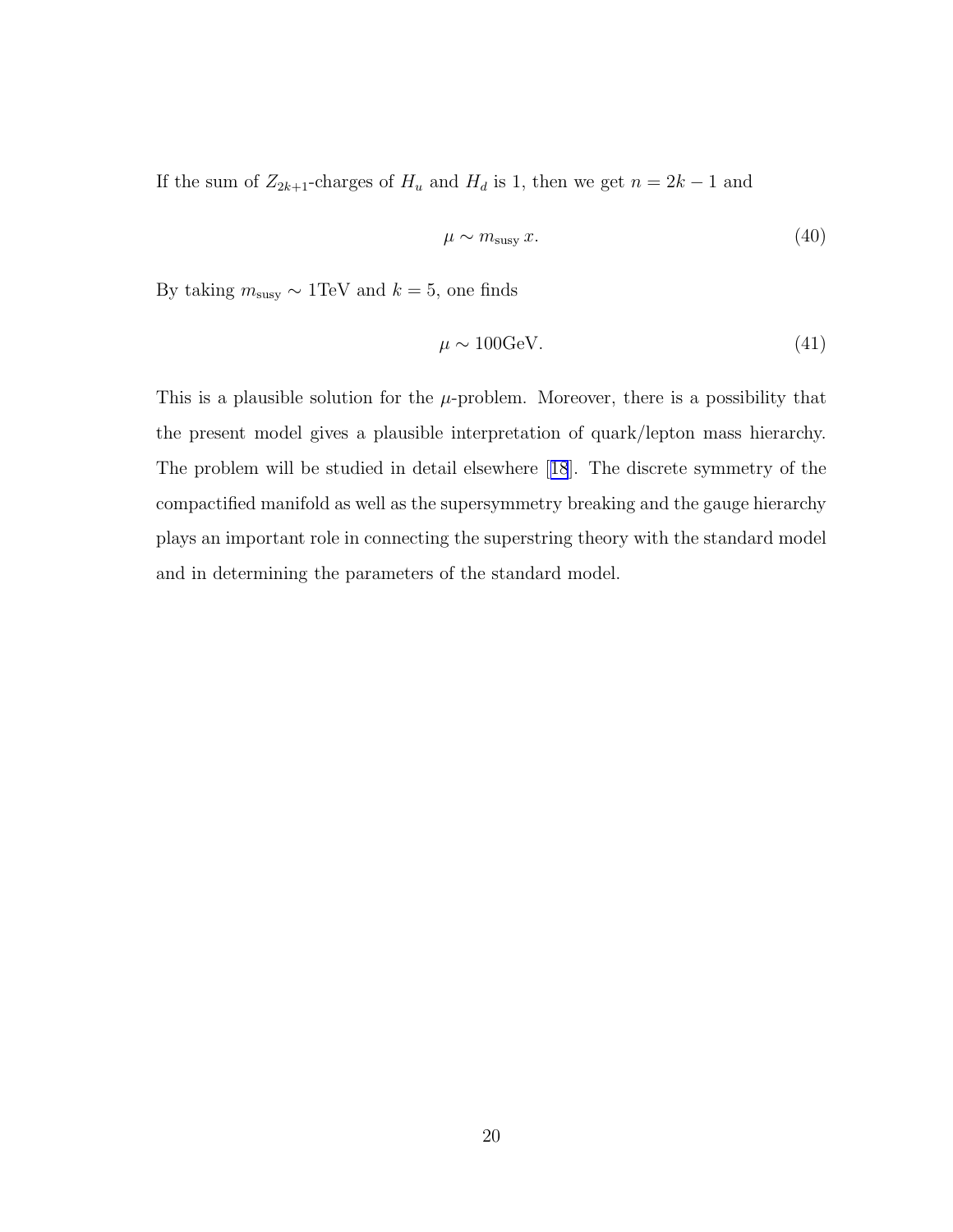If the sum of $Z_{2k+1}$-charges of $H_u$ and $H_d$ is 1, then we get $n = 2k - 1$ and

$$\mu \sim m_{\rm susy}\, x. \tag{40}$$

By taking $m_{\rm susy} \sim 1{\rm TeV}$ and $k = 5$, one finds

$$\mu \sim 100{\rm GeV}. \tag{41}$$

This is a plausible solution for the $\mu$-problem. Moreover, there is a possibility that the present model gives a plausible interpretation of quark/lepton mass hierarchy. The problem will be studied in detail elsewhere [18]. The discrete symmetry of the compactified manifold as well as the supersymmetry breaking and the gauge hierarchy plays an important role in connecting the superstring theory with the standard model and in determining the parameters of the standard model.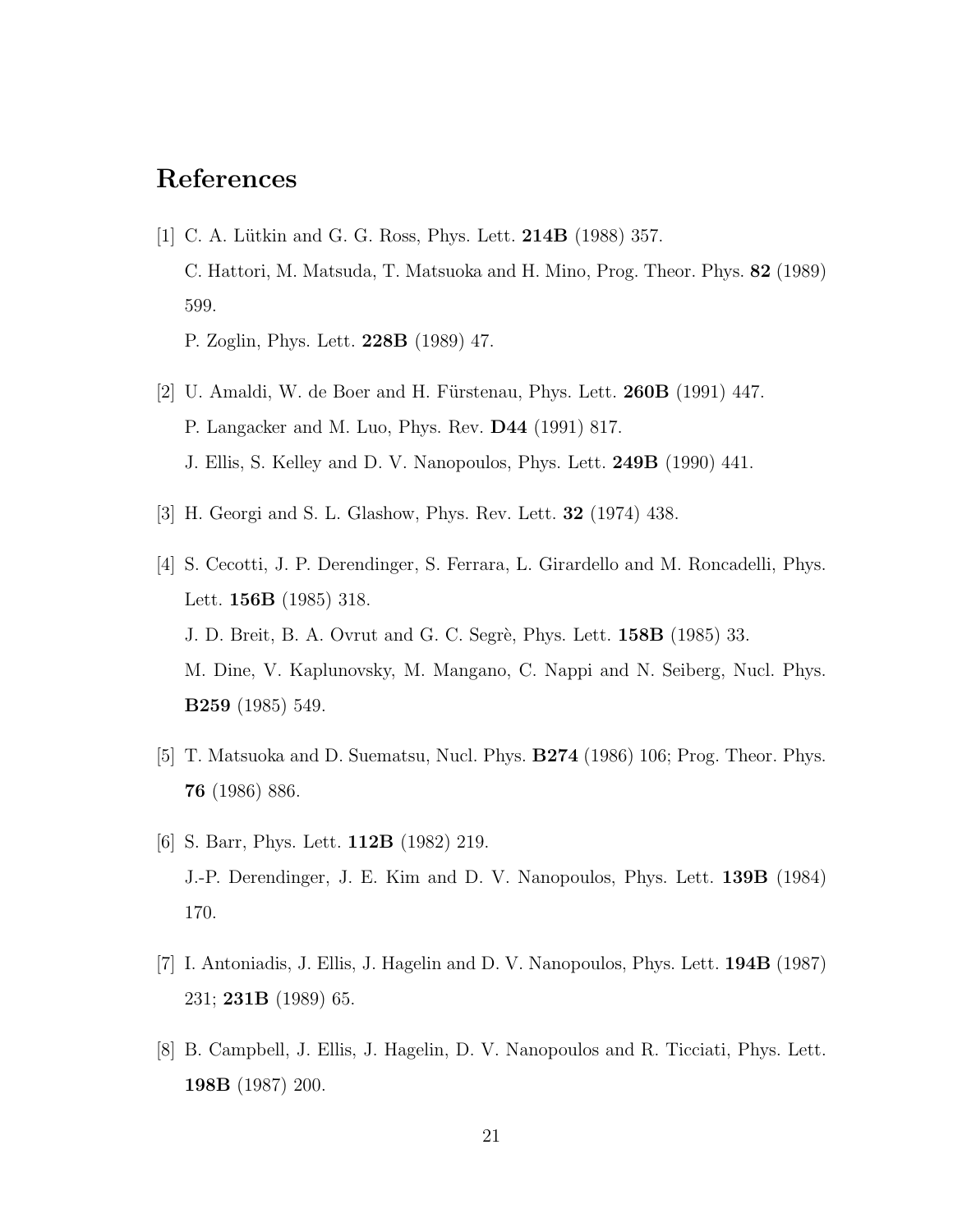# References

[1] C. A. Lütkin and G. G. Ross, Phys. Lett. **214B** (1988) 357.
C. Hattori, M. Matsuda, T. Matsuoka and H. Mino, Prog. Theor. Phys. **82** (1989) 599.
P. Zoglin, Phys. Lett. **228B** (1989) 47.

[2] U. Amaldi, W. de Boer and H. Fürstenau, Phys. Lett. **260B** (1991) 447.
P. Langacker and M. Luo, Phys. Rev. **D44** (1991) 817.
J. Ellis, S. Kelley and D. V. Nanopoulos, Phys. Lett. **249B** (1990) 441.

[3] H. Georgi and S. L. Glashow, Phys. Rev. Lett. **32** (1974) 438.

[4] S. Cecotti, J. P. Derendinger, S. Ferrara, L. Girardello and M. Roncadelli, Phys. Lett. **156B** (1985) 318.
J. D. Breit, B. A. Ovrut and G. C. Segrè, Phys. Lett. **158B** (1985) 33.
M. Dine, V. Kaplunovsky, M. Mangano, C. Nappi and N. Seiberg, Nucl. Phys. **B259** (1985) 549.

[5] T. Matsuoka and D. Suematsu, Nucl. Phys. **B274** (1986) 106; Prog. Theor. Phys. **76** (1986) 886.

[6] S. Barr, Phys. Lett. **112B** (1982) 219.
J.-P. Derendinger, J. E. Kim and D. V. Nanopoulos, Phys. Lett. **139B** (1984) 170.

[7] I. Antoniadis, J. Ellis, J. Hagelin and D. V. Nanopoulos, Phys. Lett. **194B** (1987) 231; **231B** (1989) 65.

[8] B. Campbell, J. Ellis, J. Hagelin, D. V. Nanopoulos and R. Ticciati, Phys. Lett. **198B** (1987) 200.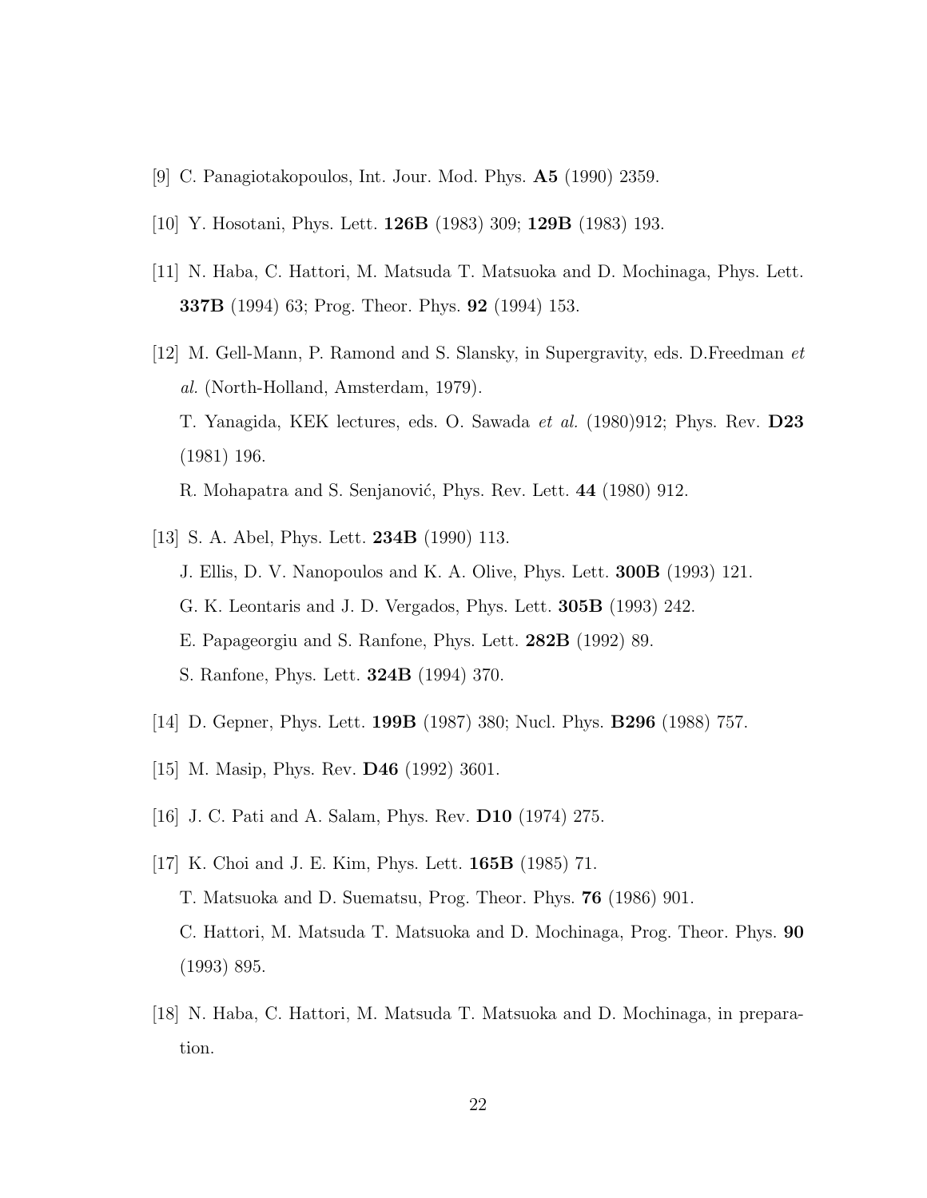[9] C. Panagiotakopoulos, Int. Jour. Mod. Phys. **A5** (1990) 2359.

[10] Y. Hosotani, Phys. Lett. **126B** (1983) 309; **129B** (1983) 193.

[11] N. Haba, C. Hattori, M. Matsuda T. Matsuoka and D. Mochinaga, Phys. Lett. **337B** (1994) 63; Prog. Theor. Phys. **92** (1994) 153.

[12] M. Gell-Mann, P. Ramond and S. Slansky, in Supergravity, eds. D.Freedman *et al.* (North-Holland, Amsterdam, 1979).
T. Yanagida, KEK lectures, eds. O. Sawada *et al.* (1980)912; Phys. Rev. **D23** (1981) 196.
R. Mohapatra and S. Senjanović, Phys. Rev. Lett. **44** (1980) 912.

[13] S. A. Abel, Phys. Lett. **234B** (1990) 113.
J. Ellis, D. V. Nanopoulos and K. A. Olive, Phys. Lett. **300B** (1993) 121.
G. K. Leontaris and J. D. Vergados, Phys. Lett. **305B** (1993) 242.
E. Papageorgiu and S. Ranfone, Phys. Lett. **282B** (1992) 89.
S. Ranfone, Phys. Lett. **324B** (1994) 370.

[14] D. Gepner, Phys. Lett. **199B** (1987) 380; Nucl. Phys. **B296** (1988) 757.

[15] M. Masip, Phys. Rev. **D46** (1992) 3601.

[16] J. C. Pati and A. Salam, Phys. Rev. **D10** (1974) 275.

[17] K. Choi and J. E. Kim, Phys. Lett. **165B** (1985) 71.
T. Matsuoka and D. Suematsu, Prog. Theor. Phys. **76** (1986) 901.
C. Hattori, M. Matsuda T. Matsuoka and D. Mochinaga, Prog. Theor. Phys. **90** (1993) 895.

[18] N. Haba, C. Hattori, M. Matsuda T. Matsuoka and D. Mochinaga, in preparation.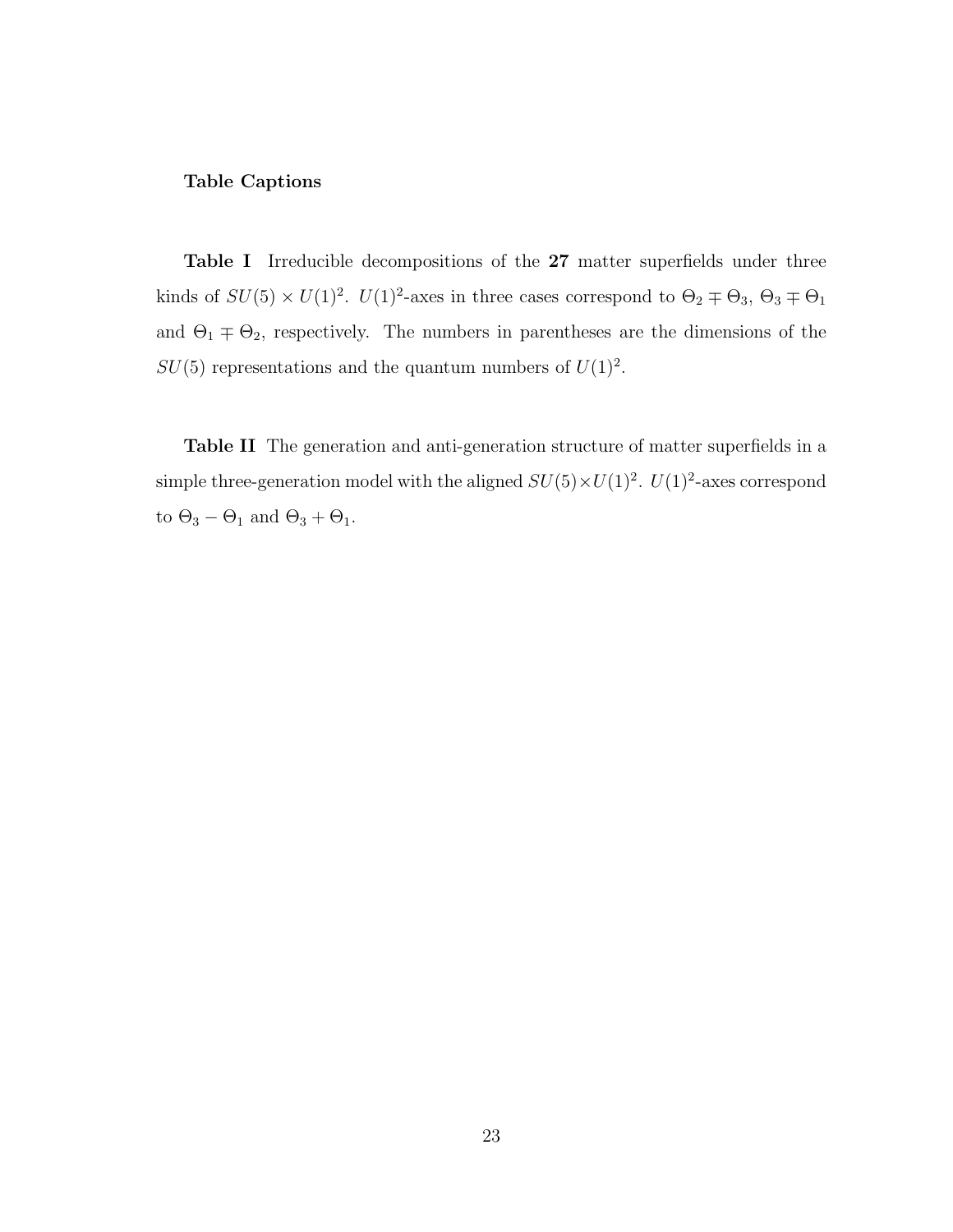## Table Captions

**Table I** Irreducible decompositions of the **27** matter superfields under three kinds of $SU(5) \times U(1)^2$. $U(1)^2$-axes in three cases correspond to $\Theta_2 \mp \Theta_3$, $\Theta_3 \mp \Theta_1$ and $\Theta_1 \mp \Theta_2$, respectively. The numbers in parentheses are the dimensions of the $SU(5)$ representations and the quantum numbers of $U(1)^2$.

**Table II** The generation and anti-generation structure of matter superfields in a simple three-generation model with the aligned $SU(5) \times U(1)^2$. $U(1)^2$-axes correspond to $\Theta_3 - \Theta_1$ and $\Theta_3 + \Theta_1$.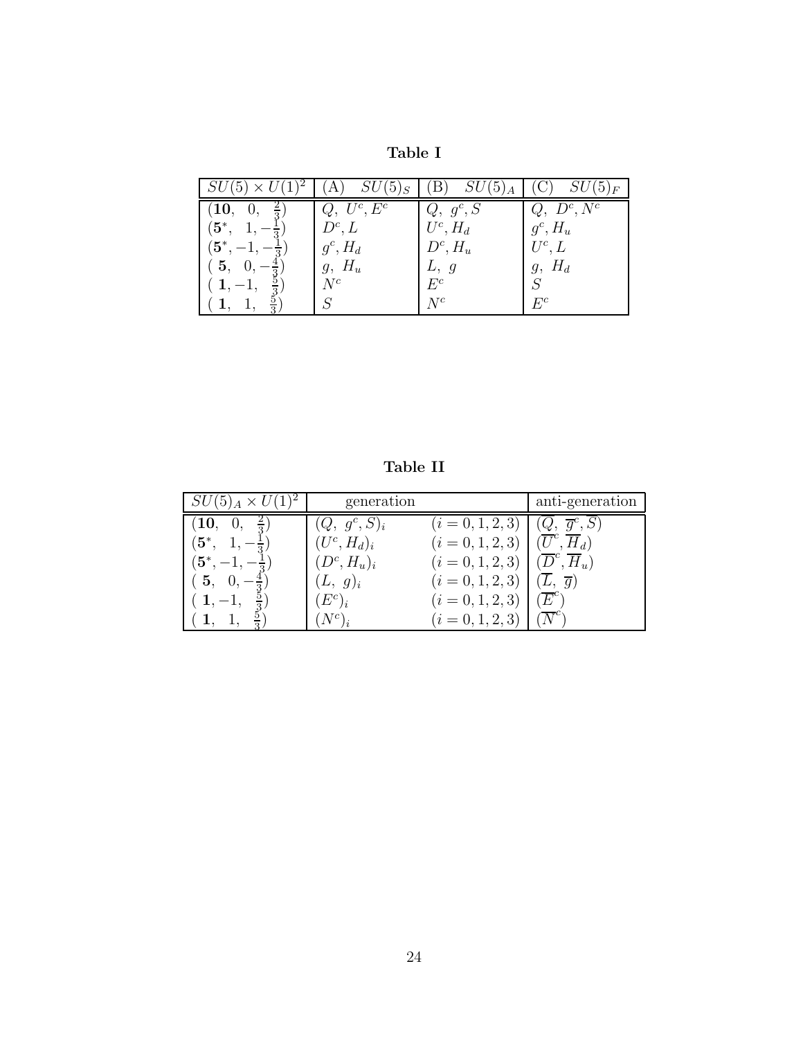**Table I**

| $SU(5)\times U(1)^2$ | (A) $SU(5)_S$ | (B) $SU(5)_A$ | (C) $SU(5)_F$ |
|---|---|---|---|
| $(\mathbf{10},\ \ 0,\ \ \frac{2}{3})$ | $Q,\ U^c, E^c$ | $Q,\ g^c, S$ | $Q,\ D^c, N^c$ |
| $(\mathbf{5}^*,\ \ 1, -\frac{1}{3})$ | $D^c, L$ | $U^c, H_d$ | $g^c, H_u$ |
| $(\mathbf{5}^*, -1, -\frac{1}{3})$ | $g^c, H_d$ | $D^c, H_u$ | $U^c, L$ |
| $(\ \mathbf{5},\ \ 0, -\frac{4}{3})$ | $g,\ H_u$ | $L,\ g$ | $g,\ H_d$ |
| $(\ \mathbf{1}, -1,\ \ \frac{5}{3})$ | $N^c$ | $E^c$ | $S$ |
| $(\ \mathbf{1},\ \ 1,\ \ \frac{5}{3})$ | $S$ | $N^c$ | $E^c$ |

**Table II**

| $SU(5)_A\times U(1)^2$ | generation | | anti-generation |
|---|---|---|---|
| $(\mathbf{10},\ \ 0,\ \ \frac{2}{3})$ | $(Q,\ g^c, S)_i$ | $(i=0,1,2,3)$ | $(\overline{Q},\ \overline{g}^c, \overline{S})$ |
| $(\mathbf{5}^*,\ \ 1, -\frac{1}{3})$ | $(U^c, H_d)_i$ | $(i=0,1,2,3)$ | $(\overline{U}^c, \overline{H}_d)$ |
| $(\mathbf{5}^*, -1, -\frac{1}{3})$ | $(D^c, H_u)_i$ | $(i=0,1,2,3)$ | $(\overline{D}^c, \overline{H}_u)$ |
| $(\ \mathbf{5},\ \ 0, -\frac{4}{3})$ | $(L,\ g)_i$ | $(i=0,1,2,3)$ | $(\overline{L},\ \overline{g})$ |
| $(\ \mathbf{1}, -1,\ \ \frac{5}{3})$ | $(E^c)_i$ | $(i=0,1,2,3)$ | $(\overline{E}^c)$ |
| $(\ \mathbf{1},\ \ 1,\ \ \frac{5}{3})$ | $(N^c)_i$ | $(i=0,1,2,3)$ | $(\overline{N}^c)$ |